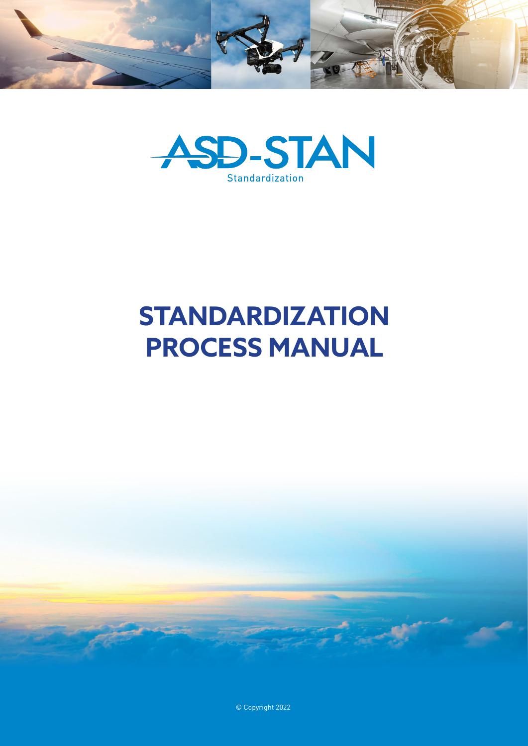ASD-STAN

Standardization

# STANDARDIZATION PROCESS MANUAL

© Copyright 2022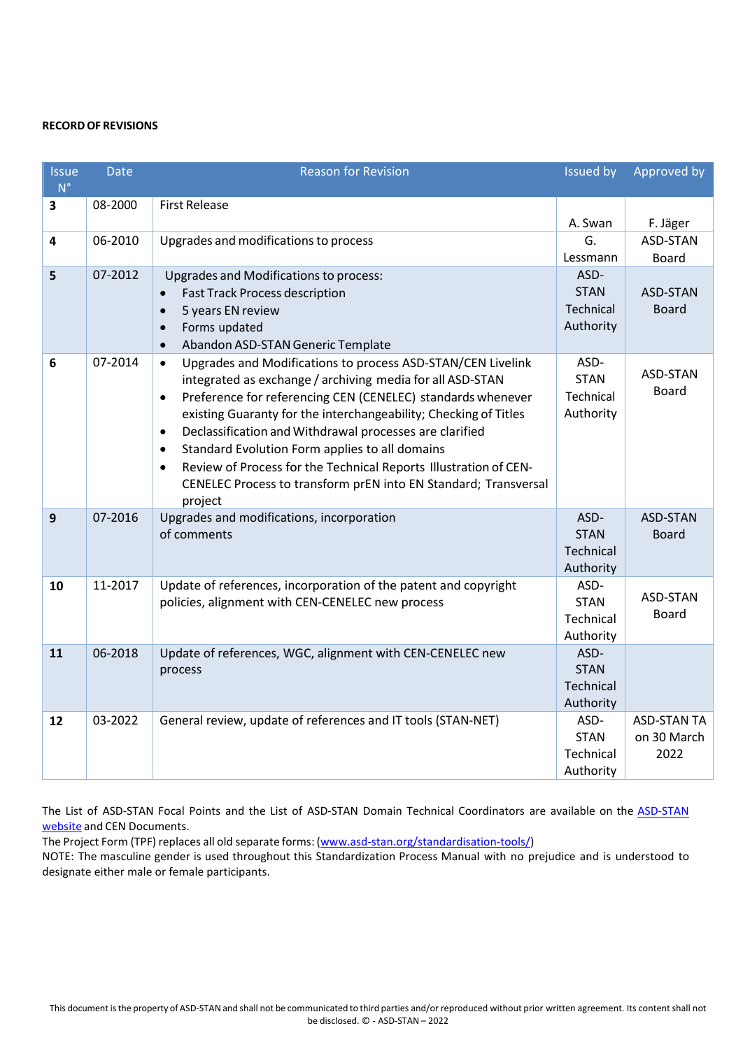**RECORD OF REVISIONS**

| Issue N° | Date | Reason for Revision | Issued by | Approved by |
|---|---|---|---|---|
| **3** | 08-2000 | First Release | A. Swan | F. Jäger |
| **4** | 06-2010 | Upgrades and modifications to process | G. Lessmann | ASD-STAN Board |
| **5** | 07-2012 | Upgrades and Modifications to process:<br>• Fast Track Process description<br>• 5 years EN review<br>• Forms updated<br>• Abandon ASD-STAN Generic Template | ASD-STAN Technical Authority | ASD-STAN Board |
| **6** | 07-2014 | • Upgrades and Modifications to process ASD-STAN/CEN Livelink integrated as exchange / archiving media for all ASD-STAN<br>• Preference for referencing CEN (CENELEC) standards whenever existing Guaranty for the interchangeability; Checking of Titles<br>• Declassification and Withdrawal processes are clarified<br>• Standard Evolution Form applies to all domains<br>• Review of Process for the Technical Reports Illustration of CEN-CENELEC Process to transform prEN into EN Standard; Transversal project | ASD-STAN Technical Authority | ASD-STAN Board |
| **9** | 07-2016 | Upgrades and modifications, incorporation of comments | ASD-STAN Technical Authority | ASD-STAN Board |
| **10** | 11-2017 | Update of references, incorporation of the patent and copyright policies, alignment with CEN-CENELEC new process | ASD-STAN Technical Authority | ASD-STAN Board |
| **11** | 06-2018 | Update of references, WGC, alignment with CEN-CENELEC new process | ASD-STAN Technical Authority | |
| **12** | 03-2022 | General review, update of references and IT tools (STAN-NET) | ASD-STAN Technical Authority | ASD-STAN TA on 30 March 2022 |

The List of ASD-STAN Focal Points and the List of ASD-STAN Domain Technical Coordinators are available on the ASD-STAN website and CEN Documents.
The Project Form (TPF) replaces all old separate forms: (www.asd-stan.org/standardisation-tools/)
NOTE: The masculine gender is used throughout this Standardization Process Manual with no prejudice and is understood to designate either male or female participants.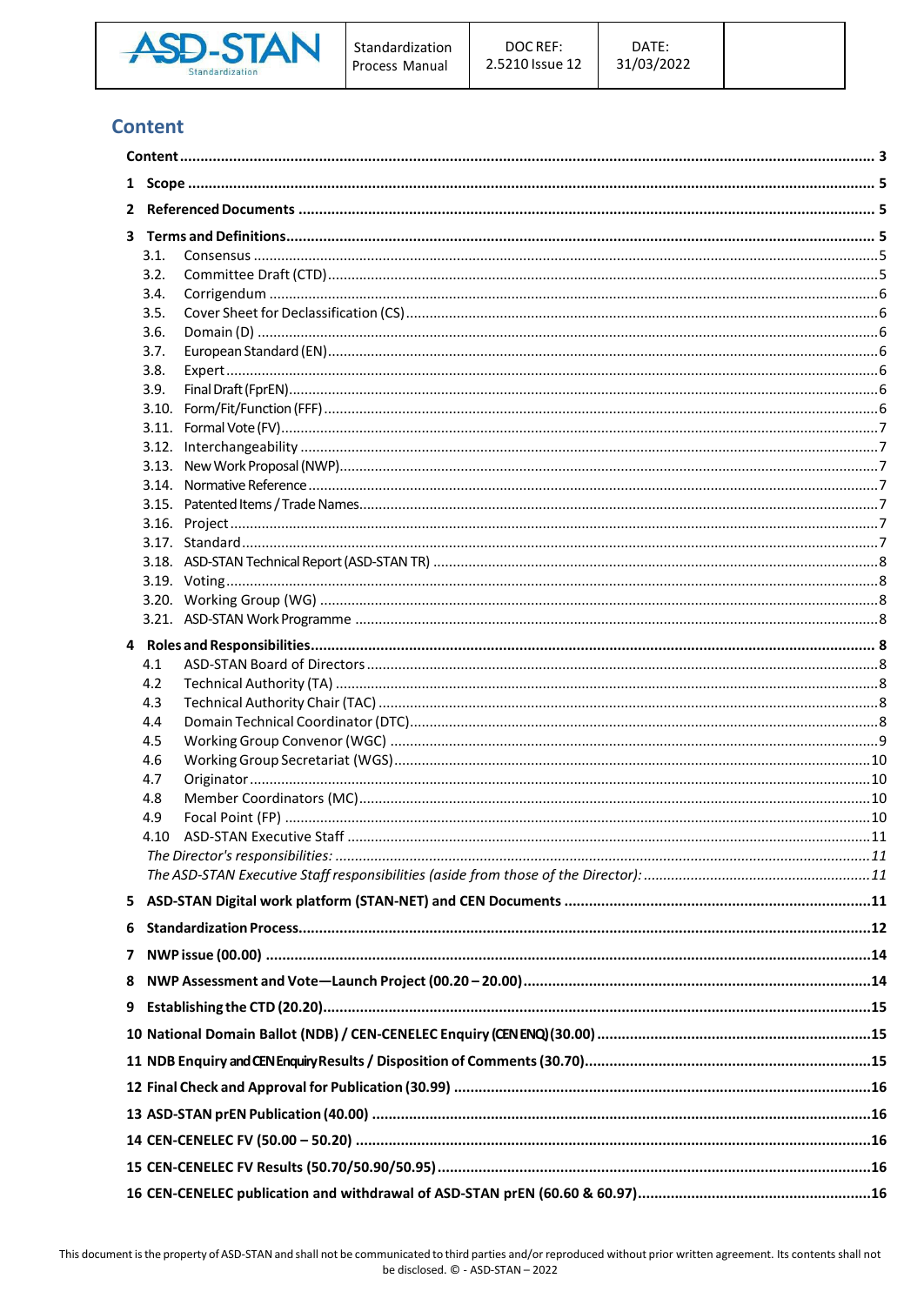## Content

Content ........................................................................................................................ 3

1 Scope ........................................................................................................................ 5

2 Referenced Documents ........................................................................................................................ 5

3 Terms and Definitions ........................................................................................................................ 5

- 3.1. Consensus ........................................................................................................................ 5
- 3.2. Committee Draft (CTD) ........................................................................................................................ 5
- 3.4. Corrigendum ........................................................................................................................ 6
- 3.5. Cover Sheet for Declassification (CS) ........................................................................................................................ 6
- 3.6. Domain (D) ........................................................................................................................ 6
- 3.7. European Standard (EN) ........................................................................................................................ 6
- 3.8. Expert ........................................................................................................................ 6
- 3.9. Final Draft (FprEN) ........................................................................................................................ 6
- 3.10. Form/Fit/Function (FFF) ........................................................................................................................ 6
- 3.11. Formal Vote (FV) ........................................................................................................................ 7
- 3.12. Interchangeability ........................................................................................................................ 7
- 3.13. New Work Proposal (NWP) ........................................................................................................................ 7
- 3.14. Normative Reference ........................................................................................................................ 7
- 3.15. Patented Items / Trade Names ........................................................................................................................ 7
- 3.16. Project ........................................................................................................................ 7
- 3.17. Standard ........................................................................................................................ 7
- 3.18. ASD-STAN Technical Report (ASD-STAN TR) ........................................................................................................................ 8
- 3.19. Voting ........................................................................................................................ 8
- 3.20. Working Group (WG) ........................................................................................................................ 8
- 3.21. ASD-STAN Work Programme ........................................................................................................................ 8

4 Roles and Responsibilities ........................................................................................................................ 8

- 4.1 ASD-STAN Board of Directors ........................................................................................................................ 8
- 4.2 Technical Authority (TA) ........................................................................................................................ 8
- 4.3 Technical Authority Chair (TAC) ........................................................................................................................ 8
- 4.4 Domain Technical Coordinator (DTC) ........................................................................................................................ 8
- 4.5 Working Group Convenor (WGC) ........................................................................................................................ 9
- 4.6 Working Group Secretariat (WGS) ........................................................................................................................ 10
- 4.7 Originator ........................................................................................................................ 10
- 4.8 Member Coordinators (MC) ........................................................................................................................ 10
- 4.9 Focal Point (FP) ........................................................................................................................ 10
- 4.10 ASD-STAN Executive Staff ........................................................................................................................ 11
  - *The Director's responsibilities:* ........................................................................................................................ *11*
  - *The ASD-STAN Executive Staff responsibilities (aside from those of the Director):* ........................................................................................................................ *11*

5 ASD-STAN Digital work platform (STAN-NET) and CEN Documents ........................................................................................................................ 11

6 Standardization Process ........................................................................................................................ 12

7 NWP issue (00.00) ........................................................................................................................ 14

8 NWP Assessment and Vote—Launch Project (00.20 – 20.00) ........................................................................................................................ 14

9 Establishing the CTD (20.20) ........................................................................................................................ 15

10 National Domain Ballot (NDB) / CEN-CENELEC Enquiry (CEN ENQ) (30.00) ........................................................................................................................ 15

11 NDB Enquiry and CEN Enquiry Results / Disposition of Comments (30.70) ........................................................................................................................ 15

12 Final Check and Approval for Publication (30.99) ........................................................................................................................ 16

13 ASD-STAN prEN Publication (40.00) ........................................................................................................................ 16

14 CEN-CENELEC FV (50.00 – 50.20) ........................................................................................................................ 16

15 CEN-CENELEC FV Results (50.70/50.90/50.95) ........................................................................................................................ 16

16 CEN-CENELEC publication and withdrawal of ASD-STAN prEN (60.60 & 60.97) ........................................................................................................................ 16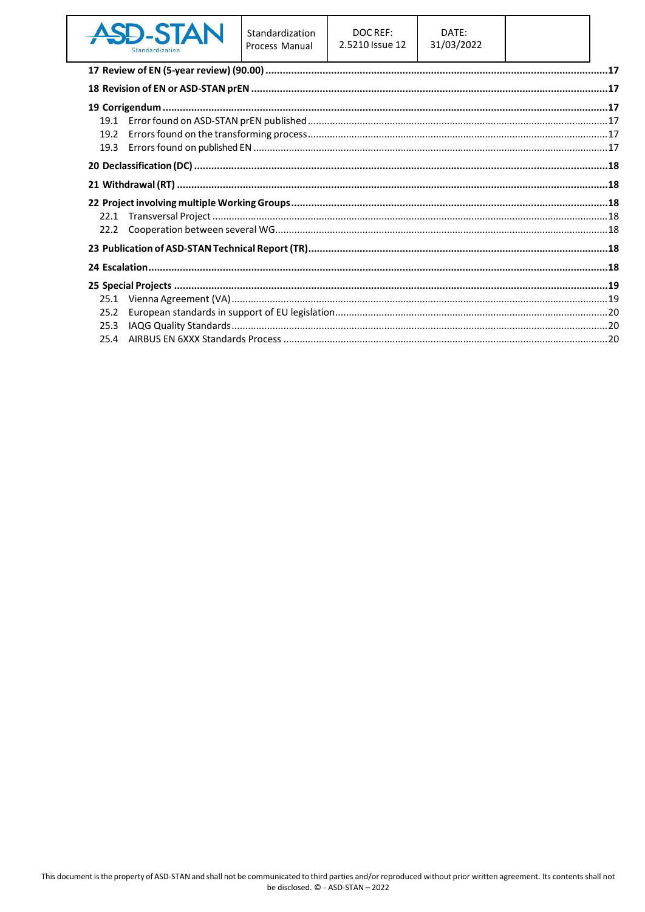**17 Review of EN (5-year review) (90.00)** ..... 17

**18 Revision of EN or ASD-STAN prEN** ..... 17

**19 Corrigendum** ..... 17

- 19.1 Error found on ASD-STAN prEN published ..... 17
- 19.2 Errors found on the transforming process ..... 17
- 19.3 Errors found on published EN ..... 17

**20 Declassification (DC)** ..... 18

**21 Withdrawal (RT)** ..... 18

**22 Project involving multiple Working Groups** ..... 18

- 22.1 Transversal Project ..... 18
- 22.2 Cooperation between several WG ..... 18

**23 Publication of ASD-STAN Technical Report (TR)** ..... 18

**24 Escalation** ..... 18

**25 Special Projects** ..... 19

- 25.1 Vienna Agreement (VA) ..... 19
- 25.2 European standards in support of EU legislation ..... 20
- 25.3 IAQG Quality Standards ..... 20
- 25.4 AIRBUS EN 6XXX Standards Process ..... 20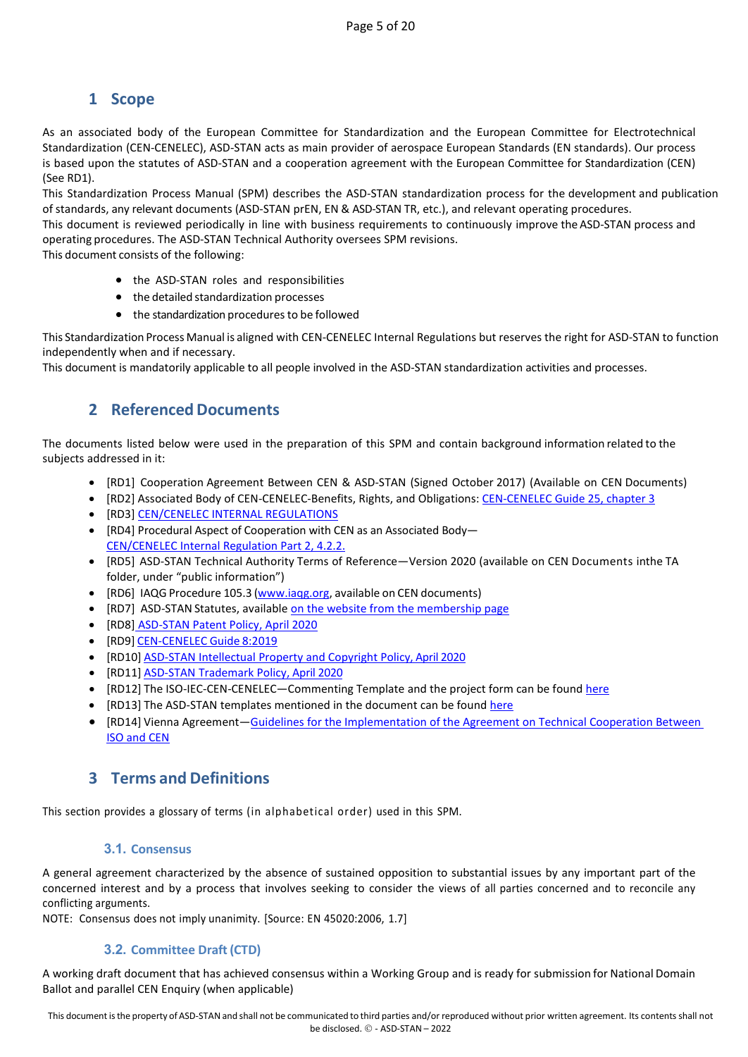# 1 Scope

As an associated body of the European Committee for Standardization and the European Committee for Electrotechnical Standardization (CEN-CENELEC), ASD-STAN acts as main provider of aerospace European Standards (EN standards). Our process is based upon the statutes of ASD-STAN and a cooperation agreement with the European Committee for Standardization (CEN) (See RD1).

This Standardization Process Manual (SPM) describes the ASD-STAN standardization process for the development and publication of standards, any relevant documents (ASD-STAN prEN, EN & ASD-STAN TR, etc.), and relevant operating procedures.

This document is reviewed periodically in line with business requirements to continuously improve the ASD-STAN process and operating procedures. The ASD-STAN Technical Authority oversees SPM revisions.

This document consists of the following:

- the ASD-STAN roles and responsibilities
- the detailed standardization processes
- the standardization procedures to be followed

This Standardization Process Manual is aligned with CEN-CENELEC Internal Regulations but reserves the right for ASD-STAN to function independently when and if necessary.

This document is mandatorily applicable to all people involved in the ASD-STAN standardization activities and processes.

# 2 Referenced Documents

The documents listed below were used in the preparation of this SPM and contain background information related to the subjects addressed in it:

- [RD1] Cooperation Agreement Between CEN & ASD-STAN (Signed October 2017) (Available on CEN Documents)
- [RD2] Associated Body of CEN-CENELEC-Benefits, Rights, and Obligations: CEN-CENELEC Guide 25, chapter 3
- [RD3] CEN/CENELEC INTERNAL REGULATIONS
- [RD4] Procedural Aspect of Cooperation with CEN as an Associated Body—CEN/CENELEC Internal Regulation Part 2, 4.2.2.
- [RD5] ASD-STAN Technical Authority Terms of Reference—Version 2020 (available on CEN Documents inthe TA folder, under "public information")
- [RD6] IAQG Procedure 105.3 (www.iaqg.org, available on CEN documents)
- [RD7] ASD-STAN Statutes, available on the website from the membership page
- [RD8] ASD-STAN Patent Policy, April 2020
- [RD9] CEN-CENELEC Guide 8:2019
- [RD10] ASD-STAN Intellectual Property and Copyright Policy, April 2020
- [RD11] ASD-STAN Trademark Policy, April 2020
- [RD12] The ISO-IEC-CEN-CENELEC—Commenting Template and the project form can be found here
- [RD13] The ASD-STAN templates mentioned in the document can be found here
- [RD14] Vienna Agreement—Guidelines for the Implementation of the Agreement on Technical Cooperation Between ISO and CEN

# 3 Terms and Definitions

This section provides a glossary of terms (in alphabetical order) used in this SPM.

## 3.1. Consensus

A general agreement characterized by the absence of sustained opposition to substantial issues by any important part of the concerned interest and by a process that involves seeking to consider the views of all parties concerned and to reconcile any conflicting arguments.

NOTE: Consensus does not imply unanimity. [Source: EN 45020:2006, 1.7]

## 3.2. Committee Draft (CTD)

A working draft document that has achieved consensus within a Working Group and is ready for submission for National Domain Ballot and parallel CEN Enquiry (when applicable)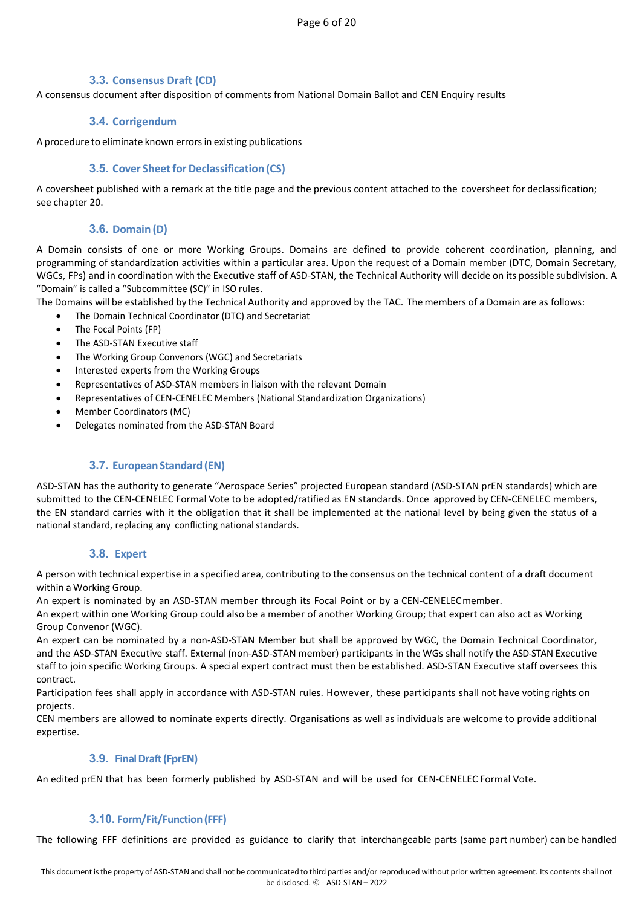### 3.3. Consensus Draft (CD)

A consensus document after disposition of comments from National Domain Ballot and CEN Enquiry results

### 3.4. Corrigendum

A procedure to eliminate known errors in existing publications

### 3.5. Cover Sheet for Declassification (CS)

A coversheet published with a remark at the title page and the previous content attached to the coversheet for declassification; see chapter 20.

### 3.6. Domain (D)

A Domain consists of one or more Working Groups. Domains are defined to provide coherent coordination, planning, and programming of standardization activities within a particular area. Upon the request of a Domain member (DTC, Domain Secretary, WGCs, FPs) and in coordination with the Executive staff of ASD-STAN, the Technical Authority will decide on its possible subdivision. A "Domain" is called a "Subcommittee (SC)" in ISO rules.

The Domains will be established by the Technical Authority and approved by the TAC. The members of a Domain are as follows:

- The Domain Technical Coordinator (DTC) and Secretariat
- The Focal Points (FP)
- The ASD-STAN Executive staff
- The Working Group Convenors (WGC) and Secretariats
- Interested experts from the Working Groups
- Representatives of ASD-STAN members in liaison with the relevant Domain
- Representatives of CEN-CENELEC Members (National Standardization Organizations)
- Member Coordinators (MC)
- Delegates nominated from the ASD-STAN Board

### 3.7. European Standard (EN)

ASD-STAN has the authority to generate "Aerospace Series" projected European standard (ASD-STAN prEN standards) which are submitted to the CEN-CENELEC Formal Vote to be adopted/ratified as EN standards. Once approved by CEN-CENELEC members, the EN standard carries with it the obligation that it shall be implemented at the national level by being given the status of a national standard, replacing any conflicting national standards.

### 3.8. Expert

A person with technical expertise in a specified area, contributing to the consensus on the technical content of a draft document within a Working Group.

An expert is nominated by an ASD-STAN member through its Focal Point or by a CEN-CENELEC member.

An expert within one Working Group could also be a member of another Working Group; that expert can also act as Working Group Convenor (WGC).

An expert can be nominated by a non-ASD-STAN Member but shall be approved by WGC, the Domain Technical Coordinator, and the ASD-STAN Executive staff. External (non-ASD-STAN member) participants in the WGs shall notify the ASD-STAN Executive staff to join specific Working Groups. A special expert contract must then be established. ASD-STAN Executive staff oversees this contract.

Participation fees shall apply in accordance with ASD-STAN rules. However, these participants shall not have voting rights on projects.

CEN members are allowed to nominate experts directly. Organisations as well as individuals are welcome to provide additional expertise.

### 3.9. Final Draft (FprEN)

An edited prEN that has been formerly published by ASD-STAN and will be used for CEN-CENELEC Formal Vote.

### 3.10. Form/Fit/Function (FFF)

The following FFF definitions are provided as guidance to clarify that interchangeable parts (same part number) can be handled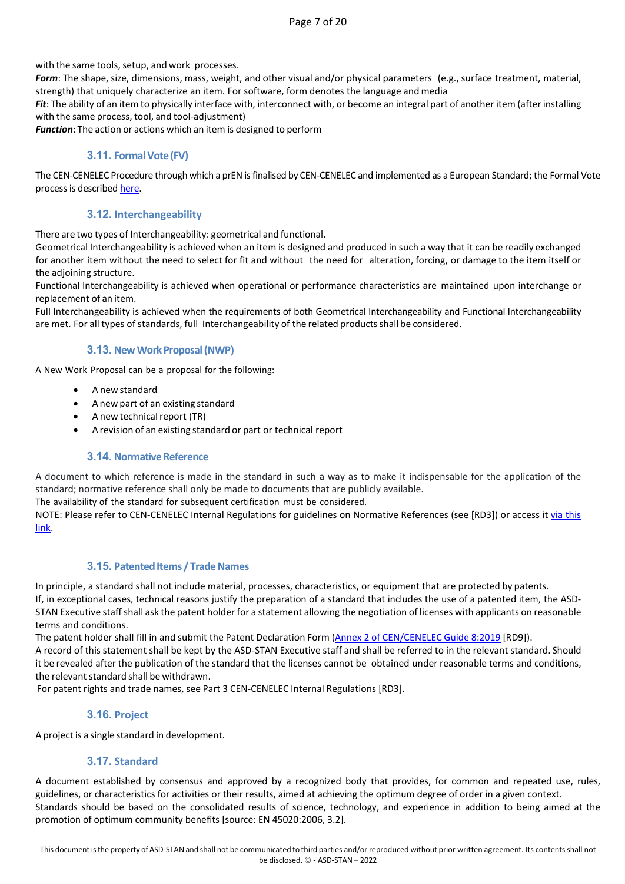with the same tools, setup, and work processes.

***Form***: The shape, size, dimensions, mass, weight, and other visual and/or physical parameters (e.g., surface treatment, material, strength) that uniquely characterize an item. For software, form denotes the language and media

***Fit***: The ability of an item to physically interface with, interconnect with, or become an integral part of another item (after installing with the same process, tool, and tool-adjustment)

***Function***: The action or actions which an item is designed to perform

### 3.11. Formal Vote (FV)

The CEN-CENELEC Procedure through which a prEN is finalised by CEN-CENELEC and implemented as a European Standard; the Formal Vote process is described here.

### 3.12. Interchangeability

There are two types of Interchangeability: geometrical and functional.

Geometrical Interchangeability is achieved when an item is designed and produced in such a way that it can be readily exchanged for another item without the need to select for fit and without the need for alteration, forcing, or damage to the item itself or the adjoining structure.

Functional Interchangeability is achieved when operational or performance characteristics are maintained upon interchange or replacement of an item.

Full Interchangeability is achieved when the requirements of both Geometrical Interchangeability and Functional Interchangeability are met. For all types of standards, full Interchangeability of the related products shall be considered.

### 3.13. New Work Proposal (NWP)

A New Work Proposal can be a proposal for the following:

- A new standard
- A new part of an existing standard
- A new technical report (TR)
- A revision of an existing standard or part or technical report

### 3.14. Normative Reference

A document to which reference is made in the standard in such a way as to make it indispensable for the application of the standard; normative reference shall only be made to documents that are publicly available.

The availability of the standard for subsequent certification must be considered.

NOTE: Please refer to CEN-CENELEC Internal Regulations for guidelines on Normative References (see [RD3]) or access it via this link.

### 3.15. Patented Items / Trade Names

In principle, a standard shall not include material, processes, characteristics, or equipment that are protected by patents.

If, in exceptional cases, technical reasons justify the preparation of a standard that includes the use of a patented item, the ASD-STAN Executive staff shall ask the patent holder for a statement allowing the negotiation of licenses with applicants on reasonable terms and conditions.

The patent holder shall fill in and submit the Patent Declaration Form (Annex 2 of CEN/CENELEC Guide 8:2019 [RD9]).

A record of this statement shall be kept by the ASD-STAN Executive staff and shall be referred to in the relevant standard. Should it be revealed after the publication of the standard that the licenses cannot be obtained under reasonable terms and conditions, the relevant standard shall be withdrawn.

For patent rights and trade names, see Part 3 CEN-CENELEC Internal Regulations [RD3].

### 3.16. Project

A project is a single standard in development.

### 3.17. Standard

A document established by consensus and approved by a recognized body that provides, for common and repeated use, rules, guidelines, or characteristics for activities or their results, aimed at achieving the optimum degree of order in a given context.

Standards should be based on the consolidated results of science, technology, and experience in addition to being aimed at the promotion of optimum community benefits [source: EN 45020:2006, 3.2].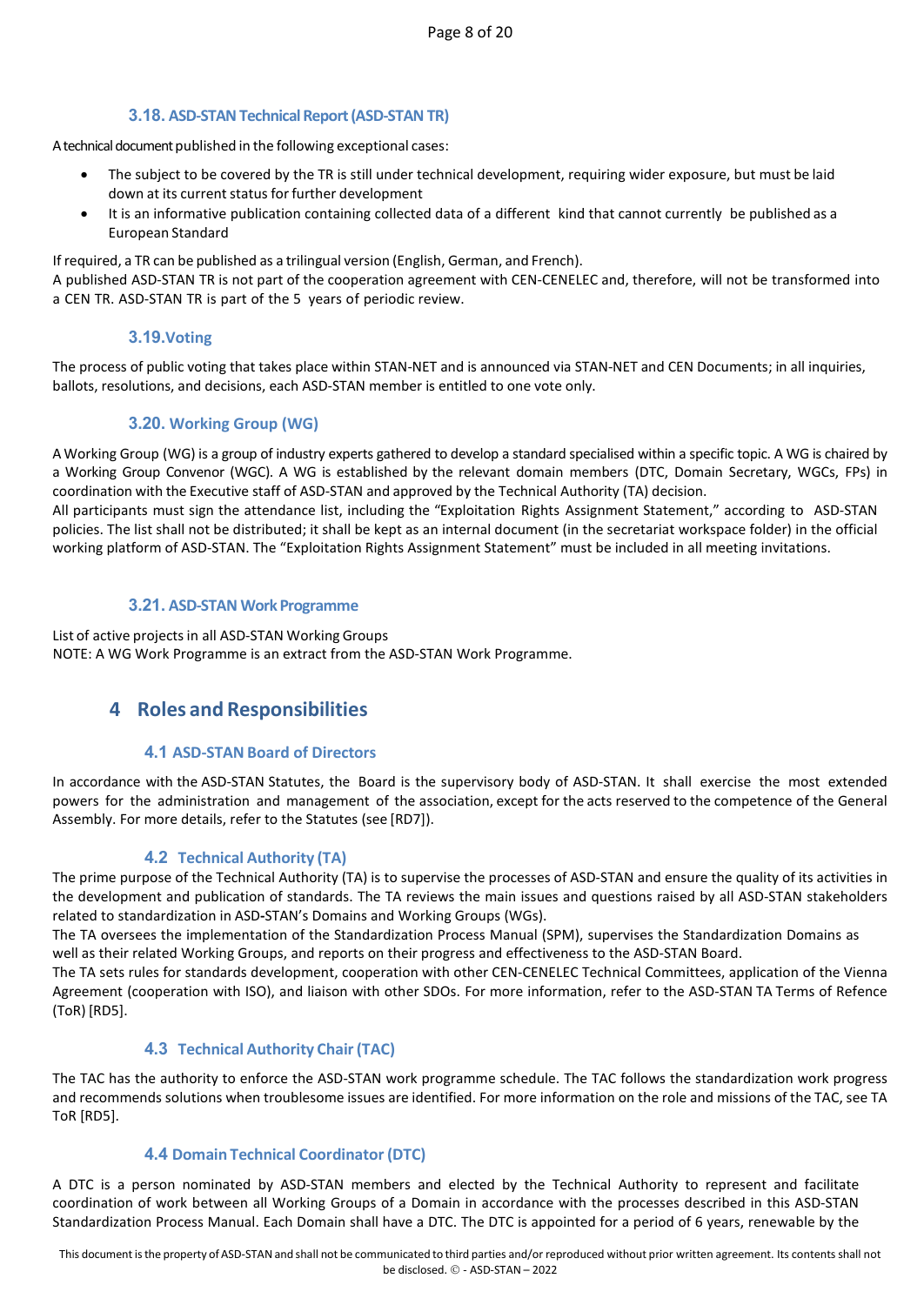### 3.18. ASD-STAN Technical Report (ASD-STAN TR)

A technical document published in the following exceptional cases:

- The subject to be covered by the TR is still under technical development, requiring wider exposure, but must be laid down at its current status for further development
- It is an informative publication containing collected data of a different kind that cannot currently be published as a European Standard

If required, a TR can be published as a trilingual version (English, German, and French).
A published ASD-STAN TR is not part of the cooperation agreement with CEN-CENELEC and, therefore, will not be transformed into a CEN TR. ASD-STAN TR is part of the 5 years of periodic review.

### 3.19. Voting

The process of public voting that takes place within STAN-NET and is announced via STAN-NET and CEN Documents; in all inquiries, ballots, resolutions, and decisions, each ASD-STAN member is entitled to one vote only.

### 3.20. Working Group (WG)

A Working Group (WG) is a group of industry experts gathered to develop a standard specialised within a specific topic. A WG is chaired by a Working Group Convenor (WGC). A WG is established by the relevant domain members (DTC, Domain Secretary, WGCs, FPs) in coordination with the Executive staff of ASD-STAN and approved by the Technical Authority (TA) decision.
All participants must sign the attendance list, including the "Exploitation Rights Assignment Statement," according to ASD-STAN policies. The list shall not be distributed; it shall be kept as an internal document (in the secretariat workspace folder) in the official working platform of ASD-STAN. The "Exploitation Rights Assignment Statement" must be included in all meeting invitations.

### 3.21. ASD-STAN Work Programme

List of active projects in all ASD-STAN Working Groups
NOTE: A WG Work Programme is an extract from the ASD-STAN Work Programme.

## 4 Roles and Responsibilities

### 4.1 ASD-STAN Board of Directors

In accordance with the ASD-STAN Statutes, the Board is the supervisory body of ASD-STAN. It shall exercise the most extended powers for the administration and management of the association, except for the acts reserved to the competence of the General Assembly. For more details, refer to the Statutes (see [RD7]).

### 4.2 Technical Authority (TA)

The prime purpose of the Technical Authority (TA) is to supervise the processes of ASD-STAN and ensure the quality of its activities in the development and publication of standards. The TA reviews the main issues and questions raised by all ASD-STAN stakeholders related to standardization in ASD-STAN's Domains and Working Groups (WGs).
The TA oversees the implementation of the Standardization Process Manual (SPM), supervises the Standardization Domains as well as their related Working Groups, and reports on their progress and effectiveness to the ASD-STAN Board.
The TA sets rules for standards development, cooperation with other CEN-CENELEC Technical Committees, application of the Vienna Agreement (cooperation with ISO), and liaison with other SDOs. For more information, refer to the ASD-STAN TA Terms of Refence (ToR) [RD5].

### 4.3 Technical Authority Chair (TAC)

The TAC has the authority to enforce the ASD-STAN work programme schedule. The TAC follows the standardization work progress and recommends solutions when troublesome issues are identified. For more information on the role and missions of the TAC, see TA ToR [RD5].

### 4.4 Domain Technical Coordinator (DTC)

A DTC is a person nominated by ASD-STAN members and elected by the Technical Authority to represent and facilitate coordination of work between all Working Groups of a Domain in accordance with the processes described in this ASD-STAN Standardization Process Manual. Each Domain shall have a DTC. The DTC is appointed for a period of 6 years, renewable by the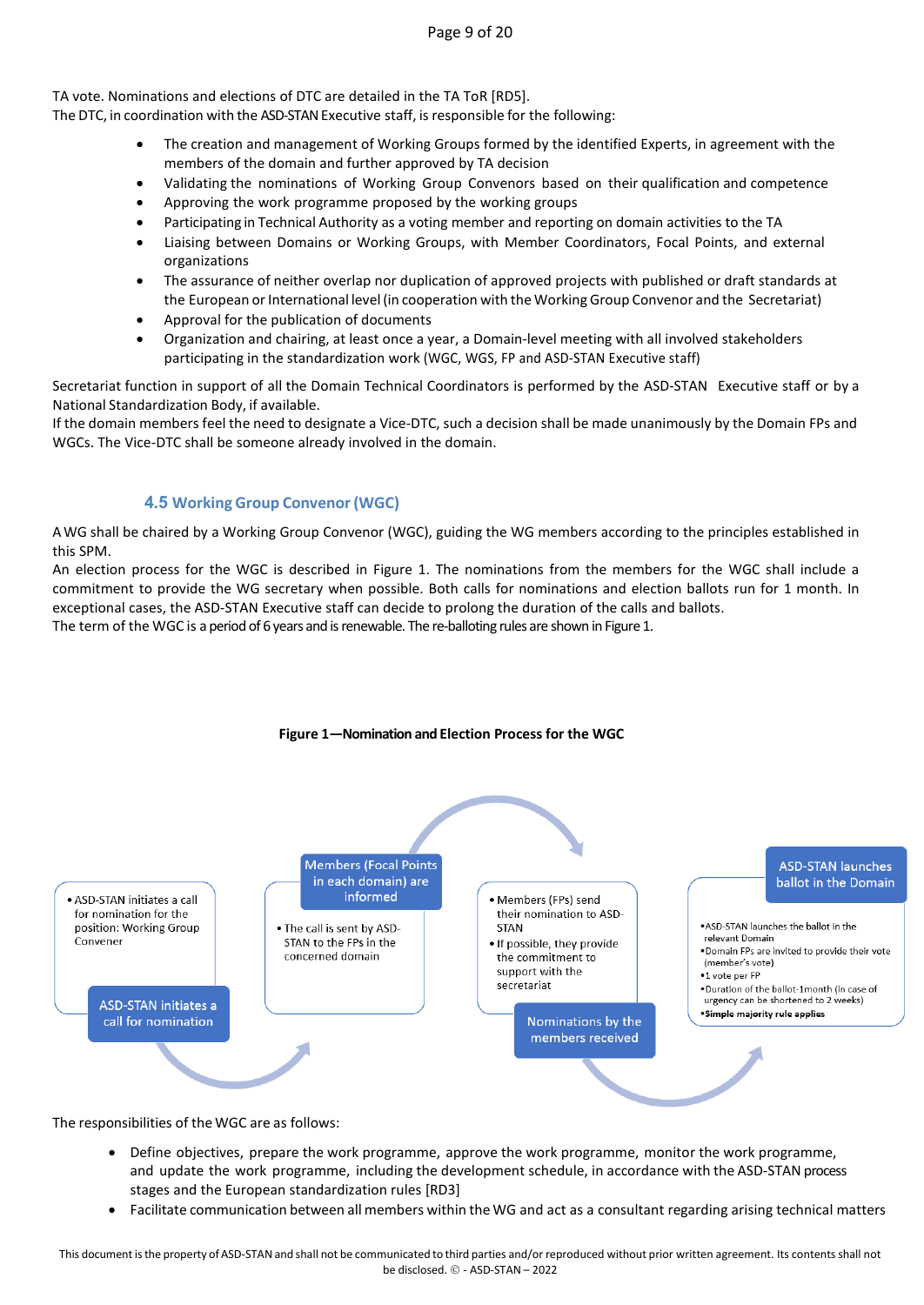TA vote. Nominations and elections of DTC are detailed in the TA ToR [RD5].
The DTC, in coordination with the ASD-STAN Executive staff, is responsible for the following:

- The creation and management of Working Groups formed by the identified Experts, in agreement with the members of the domain and further approved by TA decision
- Validating the nominations of Working Group Convenors based on their qualification and competence
- Approving the work programme proposed by the working groups
- Participating in Technical Authority as a voting member and reporting on domain activities to the TA
- Liaising between Domains or Working Groups, with Member Coordinators, Focal Points, and external organizations
- The assurance of neither overlap nor duplication of approved projects with published or draft standards at the European or International level (in cooperation with the Working Group Convenor and the Secretariat)
- Approval for the publication of documents
- Organization and chairing, at least once a year, a Domain-level meeting with all involved stakeholders participating in the standardization work (WGC, WGS, FP and ASD-STAN Executive staff)

Secretariat function in support of all the Domain Technical Coordinators is performed by the ASD-STAN Executive staff or by a National Standardization Body, if available.
If the domain members feel the need to designate a Vice-DTC, such a decision shall be made unanimously by the Domain FPs and WGCs. The Vice-DTC shall be someone already involved in the domain.

### 4.5 Working Group Convenor (WGC)

A WG shall be chaired by a Working Group Convenor (WGC), guiding the WG members according to the principles established in this SPM.
An election process for the WGC is described in Figure 1. The nominations from the members for the WGC shall include a commitment to provide the WG secretary when possible. Both calls for nominations and election ballots run for 1 month. In exceptional cases, the ASD-STAN Executive staff can decide to prolong the duration of the calls and ballots.
The term of the WGC is a period of 6 years and is renewable. The re-balloting rules are shown in Figure 1.

**Figure 1—Nomination and Election Process for the WGC**

**ASD-STAN initiates a call for nomination**
- ASD-STAN initiates a call for nomination for the position: Working Group Convener

**Members (Focal Points in each domain) are informed**
- The call is sent by ASD-STAN to the FPs in the concerned domain

**Nominations by the members received**
- Members (FPs) send their nomination to ASD-STAN
- If possible, they provide the commitment to support with the secretariat

**ASD-STAN launches ballot in the Domain**
- ASD-STAN launches the ballot in the relevant Domain
- Domain FPs are invited to provide their vote (member's vote)
- 1 vote per FP
- Duration of the ballot-1month (in case of urgency can be shortened to 2 weeks)
- **Simple majority rule applies**

The responsibilities of the WGC are as follows:

- Define objectives, prepare the work programme, approve the work programme, monitor the work programme, and update the work programme, including the development schedule, in accordance with the ASD-STAN process stages and the European standardization rules [RD3]
- Facilitate communication between all members within the WG and act as a consultant regarding arising technical matters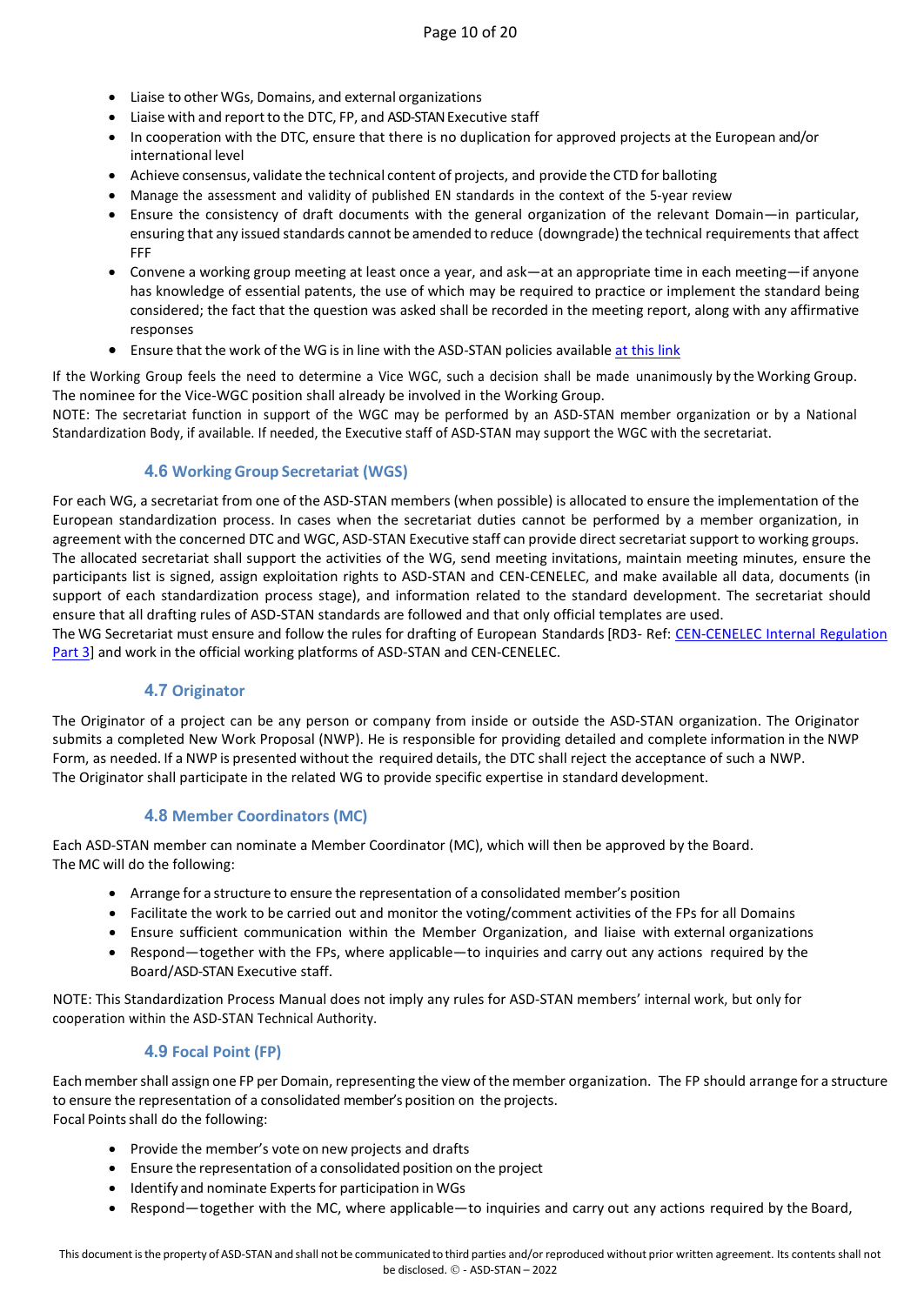- Liaise to other WGs, Domains, and external organizations
- Liaise with and report to the DTC, FP, and ASD-STAN Executive staff
- In cooperation with the DTC, ensure that there is no duplication for approved projects at the European and/or international level
- Achieve consensus, validate the technical content of projects, and provide the CTD for balloting
- Manage the assessment and validity of published EN standards in the context of the 5-year review
- Ensure the consistency of draft documents with the general organization of the relevant Domain—in particular, ensuring that any issued standards cannot be amended to reduce (downgrade) the technical requirements that affect FFF
- Convene a working group meeting at least once a year, and ask—at an appropriate time in each meeting—if anyone has knowledge of essential patents, the use of which may be required to practice or implement the standard being considered; the fact that the question was asked shall be recorded in the meeting report, along with any affirmative responses
- Ensure that the work of the WG is in line with the ASD-STAN policies available [at this link]

If the Working Group feels the need to determine a Vice WGC, such a decision shall be made unanimously by the Working Group. The nominee for the Vice-WGC position shall already be involved in the Working Group.

NOTE: The secretariat function in support of the WGC may be performed by an ASD-STAN member organization or by a National Standardization Body, if available. If needed, the Executive staff of ASD-STAN may support the WGC with the secretariat.

### 4.6 Working Group Secretariat (WGS)

For each WG, a secretariat from one of the ASD-STAN members (when possible) is allocated to ensure the implementation of the European standardization process. In cases when the secretariat duties cannot be performed by a member organization, in agreement with the concerned DTC and WGC, ASD-STAN Executive staff can provide direct secretariat support to working groups. The allocated secretariat shall support the activities of the WG, send meeting invitations, maintain meeting minutes, ensure the participants list is signed, assign exploitation rights to ASD-STAN and CEN-CENELEC, and make available all data, documents (in support of each standardization process stage), and information related to the standard development. The secretariat should ensure that all drafting rules of ASD-STAN standards are followed and that only official templates are used.

The WG Secretariat must ensure and follow the rules for drafting of European Standards [RD3- Ref: CEN-CENELEC Internal Regulation Part 3] and work in the official working platforms of ASD-STAN and CEN-CENELEC.

### 4.7 Originator

The Originator of a project can be any person or company from inside or outside the ASD-STAN organization. The Originator submits a completed New Work Proposal (NWP). He is responsible for providing detailed and complete information in the NWP Form, as needed. If a NWP is presented without the required details, the DTC shall reject the acceptance of such a NWP.

The Originator shall participate in the related WG to provide specific expertise in standard development.

### 4.8 Member Coordinators (MC)

Each ASD-STAN member can nominate a Member Coordinator (MC), which will then be approved by the Board.

The MC will do the following:

- Arrange for a structure to ensure the representation of a consolidated member's position
- Facilitate the work to be carried out and monitor the voting/comment activities of the FPs for all Domains
- Ensure sufficient communication within the Member Organization, and liaise with external organizations
- Respond—together with the FPs, where applicable—to inquiries and carry out any actions required by the Board/ASD-STAN Executive staff.

NOTE: This Standardization Process Manual does not imply any rules for ASD-STAN members' internal work, but only for cooperation within the ASD-STAN Technical Authority.

### 4.9 Focal Point (FP)

Each member shall assign one FP per Domain, representing the view of the member organization. The FP should arrange for a structure to ensure the representation of a consolidated member's position on the projects.

Focal Points shall do the following:

- Provide the member's vote on new projects and drafts
- Ensure the representation of a consolidated position on the project
- Identify and nominate Experts for participation in WGs
- Respond—together with the MC, where applicable—to inquiries and carry out any actions required by the Board,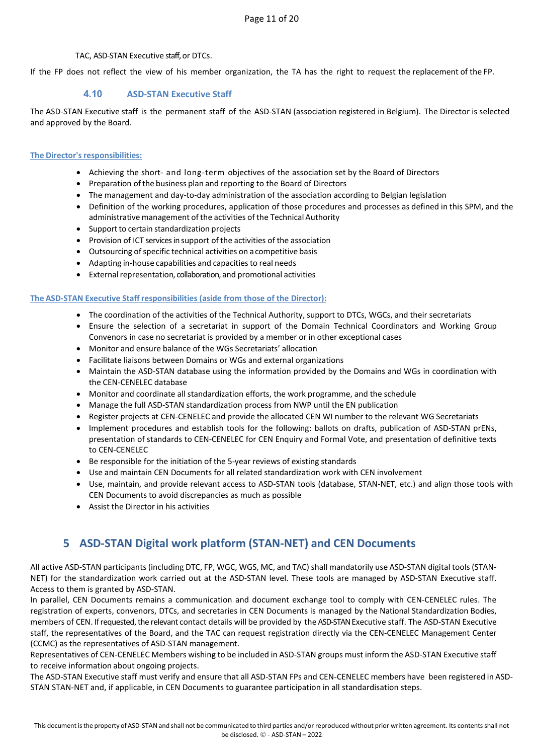TAC, ASD-STAN Executive staff, or DTCs.

If the FP does not reflect the view of his member organization, the TA has the right to request the replacement of the FP.

### 4.10 ASD-STAN Executive Staff

The ASD-STAN Executive staff is the permanent staff of the ASD-STAN (association registered in Belgium). The Director is selected and approved by the Board.

**The Director's responsibilities:**

- Achieving the short- and long-term objectives of the association set by the Board of Directors
- Preparation of the business plan and reporting to the Board of Directors
- The management and day-to-day administration of the association according to Belgian legislation
- Definition of the working procedures, application of those procedures and processes as defined in this SPM, and the administrative management of the activities of the Technical Authority
- Support to certain standardization projects
- Provision of ICT services in support of the activities of the association
- Outsourcing of specific technical activities on a competitive basis
- Adapting in-house capabilities and capacities to real needs
- External representation, collaboration, and promotional activities

**The ASD-STAN Executive Staff responsibilities (aside from those of the Director):**

- The coordination of the activities of the Technical Authority, support to DTCs, WGCs, and their secretariats
- Ensure the selection of a secretariat in support of the Domain Technical Coordinators and Working Group Convenors in case no secretariat is provided by a member or in other exceptional cases
- Monitor and ensure balance of the WGs Secretariats' allocation
- Facilitate liaisons between Domains or WGs and external organizations
- Maintain the ASD-STAN database using the information provided by the Domains and WGs in coordination with the CEN-CENELEC database
- Monitor and coordinate all standardization efforts, the work programme, and the schedule
- Manage the full ASD-STAN standardization process from NWP until the EN publication
- Register projects at CEN-CENELEC and provide the allocated CEN WI number to the relevant WG Secretariats
- Implement procedures and establish tools for the following: ballots on drafts, publication of ASD-STAN prENs, presentation of standards to CEN-CENELEC for CEN Enquiry and Formal Vote, and presentation of definitive texts to CEN-CENELEC
- Be responsible for the initiation of the 5-year reviews of existing standards
- Use and maintain CEN Documents for all related standardization work with CEN involvement
- Use, maintain, and provide relevant access to ASD-STAN tools (database, STAN-NET, etc.) and align those tools with CEN Documents to avoid discrepancies as much as possible
- Assist the Director in his activities

## 5 ASD-STAN Digital work platform (STAN-NET) and CEN Documents

All active ASD-STAN participants (including DTC, FP, WGC, WGS, MC, and TAC) shall mandatorily use ASD-STAN digital tools (STAN-NET) for the standardization work carried out at the ASD-STAN level. These tools are managed by ASD-STAN Executive staff. Access to them is granted by ASD-STAN.

In parallel, CEN Documents remains a communication and document exchange tool to comply with CEN-CENELEC rules. The registration of experts, convenors, DTCs, and secretaries in CEN Documents is managed by the National Standardization Bodies, members of CEN. If requested, the relevant contact details will be provided by the ASD-STAN Executive staff. The ASD-STAN Executive staff, the representatives of the Board, and the TAC can request registration directly via the CEN-CENELEC Management Center (CCMC) as the representatives of ASD-STAN management.

Representatives of CEN-CENELEC Members wishing to be included in ASD-STAN groups must inform the ASD-STAN Executive staff to receive information about ongoing projects.

The ASD-STAN Executive staff must verify and ensure that all ASD-STAN FPs and CEN-CENELEC members have been registered in ASD-STAN STAN-NET and, if applicable, in CEN Documents to guarantee participation in all standardisation steps.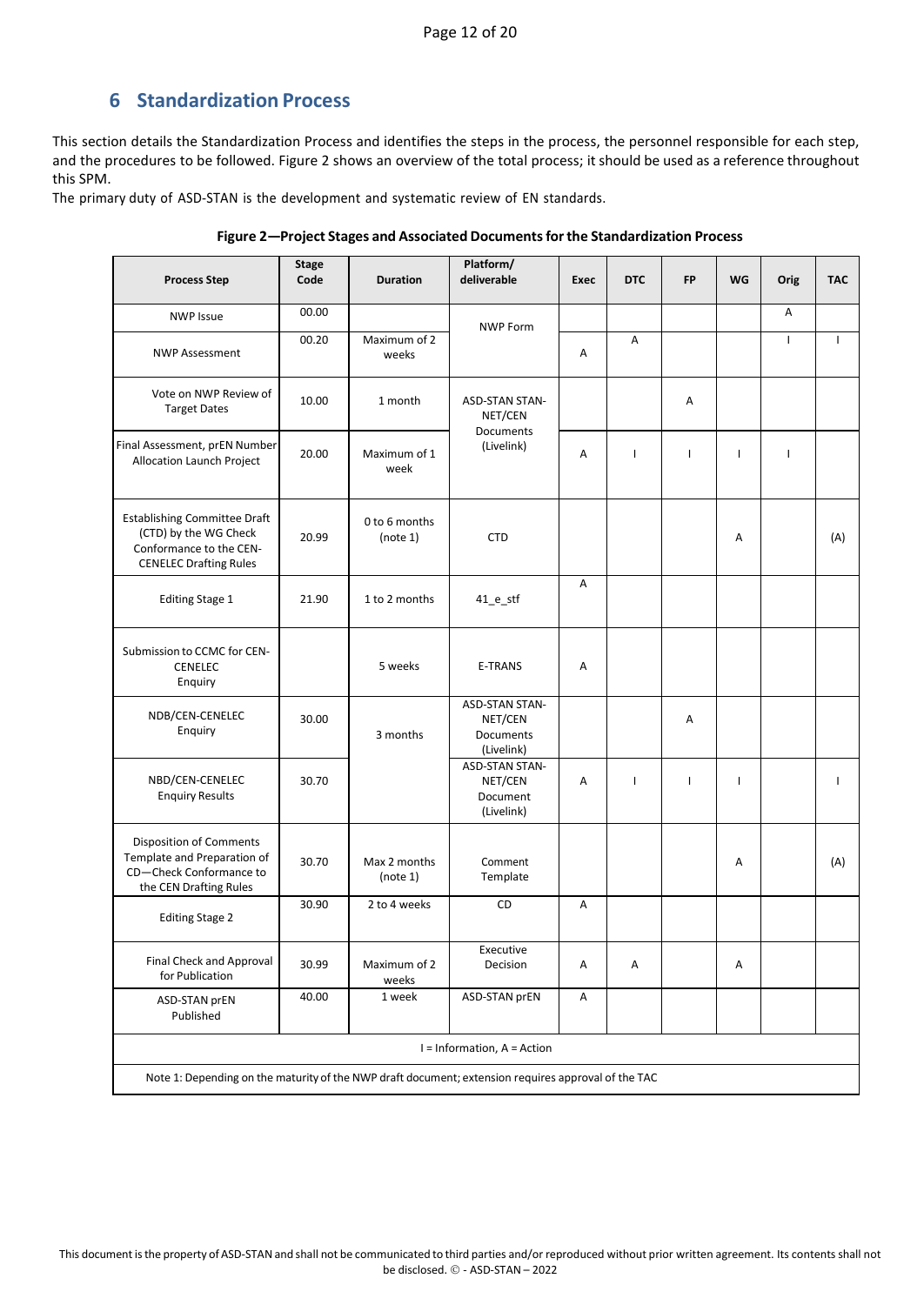## 6 Standardization Process

This section details the Standardization Process and identifies the steps in the process, the personnel responsible for each step, and the procedures to be followed. Figure 2 shows an overview of the total process; it should be used as a reference throughout this SPM.

The primary duty of ASD-STAN is the development and systematic review of EN standards.

**Figure 2—Project Stages and Associated Documents for the Standardization Process**

| Process Step | Stage Code | Duration | Platform/ deliverable | Exec | DTC | FP | WG | Orig | TAC |
|---|---|---|---|---|---|---|---|---|---|
| NWP Issue | 00.00 | | NWP Form | | | | | A | |
| NWP Assessment | 00.20 | Maximum of 2 weeks | | A | A | | | I | I |
| Vote on NWP Review of Target Dates | 10.00 | 1 month | ASD-STAN STAN-NET/CEN Documents (Livelink) | | | A | | | |
| Final Assessment, prEN Number Allocation Launch Project | 20.00 | Maximum of 1 week | | A | I | I | I | I | |
| Establishing Committee Draft (CTD) by the WG Check Conformance to the CEN-CENELEC Drafting Rules | 20.99 | 0 to 6 months (note 1) | CTD | | | | A | | (A) |
| Editing Stage 1 | 21.90 | 1 to 2 months | 41_e_stf | A | | | | | |
| Submission to CCMC for CEN-CENELEC Enquiry | | 5 weeks | E-TRANS | A | | | | | |
| NDB/CEN-CENELEC Enquiry | 30.00 | 3 months | ASD-STAN STAN-NET/CEN Documents (Livelink) | | | A | | | |
| NBD/CEN-CENELEC Enquiry Results | 30.70 | | ASD-STAN STAN-NET/CEN Document (Livelink) | A | I | I | I | | I |
| Disposition of Comments Template and Preparation of CD—Check Conformance to the CEN Drafting Rules | 30.70 | Max 2 months (note 1) | Comment Template | | | | A | | (A) |
| Editing Stage 2 | 30.90 | 2 to 4 weeks | CD | A | | | | | |
| Final Check and Approval for Publication | 30.99 | Maximum of 2 weeks | Executive Decision | A | A | | A | | |
| ASD-STAN prEN Published | 40.00 | 1 week | ASD-STAN prEN | A | | | | | |
| I = Information, A = Action | | | | | | | | | |
| Note 1: Depending on the maturity of the NWP draft document; extension requires approval of the TAC | | | | | | | | | |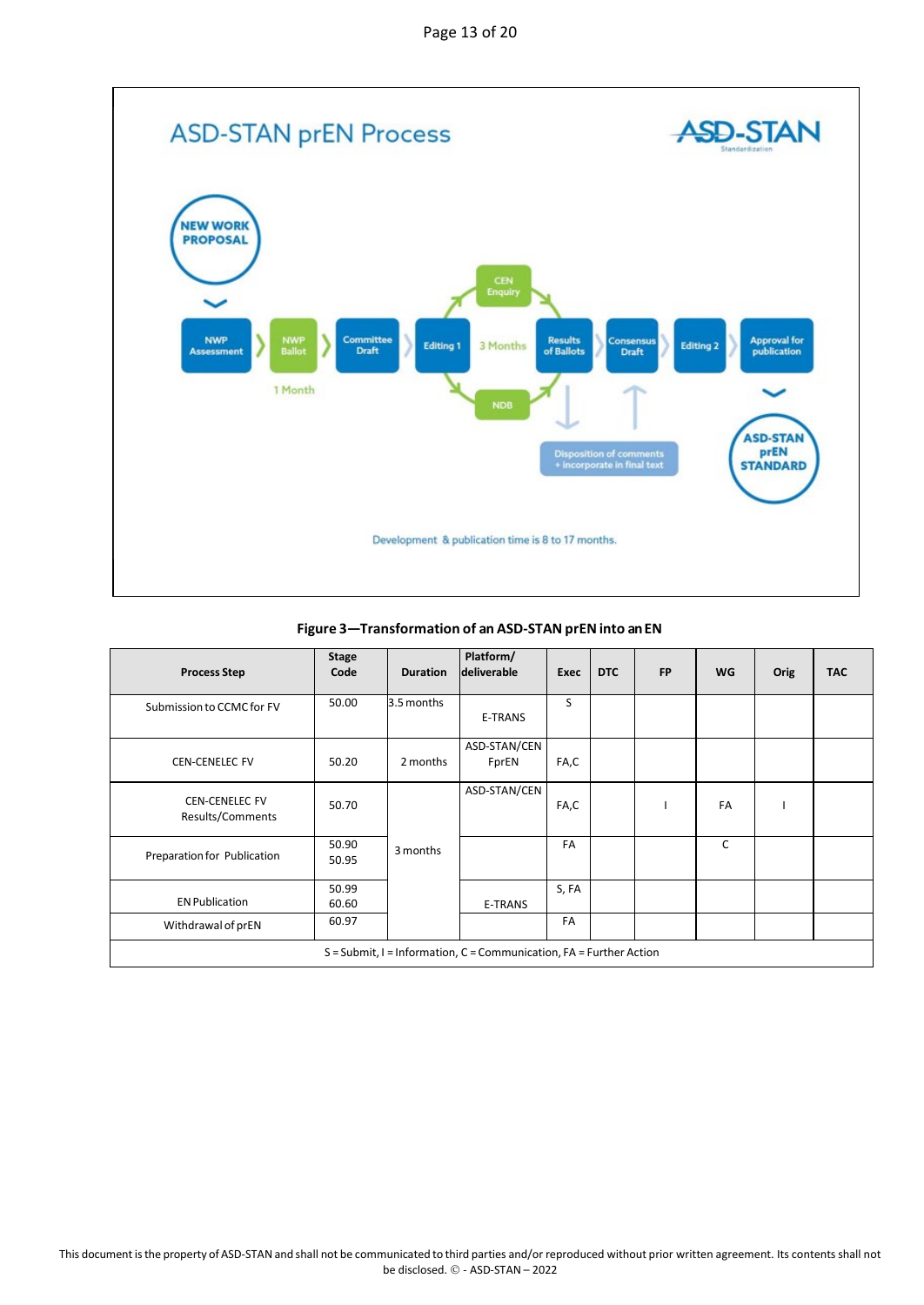ASD-STAN prEN Process

NEW WORK PROPOSAL

NWP Assessment → NWP Ballot → Committee Draft → Editing 1 → CEN Enquiry / NDB (3 Months) → Results of Ballots → Consensus Draft → Editing 2 → Approval for publication

1 Month

Disposition of comments + incorporate in final text

ASD-STAN prEN STANDARD

Development & publication time is 8 to 17 months.

**Figure 3—Transformation of an ASD-STAN prEN into an EN**

| Process Step | Stage Code | Duration | Platform/ deliverable | Exec | DTC | FP | WG | Orig | TAC |
|---|---|---|---|---|---|---|---|---|---|
| Submission to CCMC for FV | 50.00 | 3.5 months | E-TRANS | S | | | | | |
| CEN-CENELEC FV | 50.20 | 2 months | ASD-STAN/CEN FprEN | FA,C | | | | | |
| CEN-CENELEC FV Results/Comments | 50.70 | 3 months | ASD-STAN/CEN | FA,C | | I | FA | I | |
| Preparation for Publication | 50.90 50.95 | | | FA | | | C | | |
| EN Publication | 50.99 60.60 | | E-TRANS | S, FA | | | | | |
| Withdrawal of prEN | 60.97 | | | FA | | | | | |

S = Submit, I = Information, C = Communication, FA = Further Action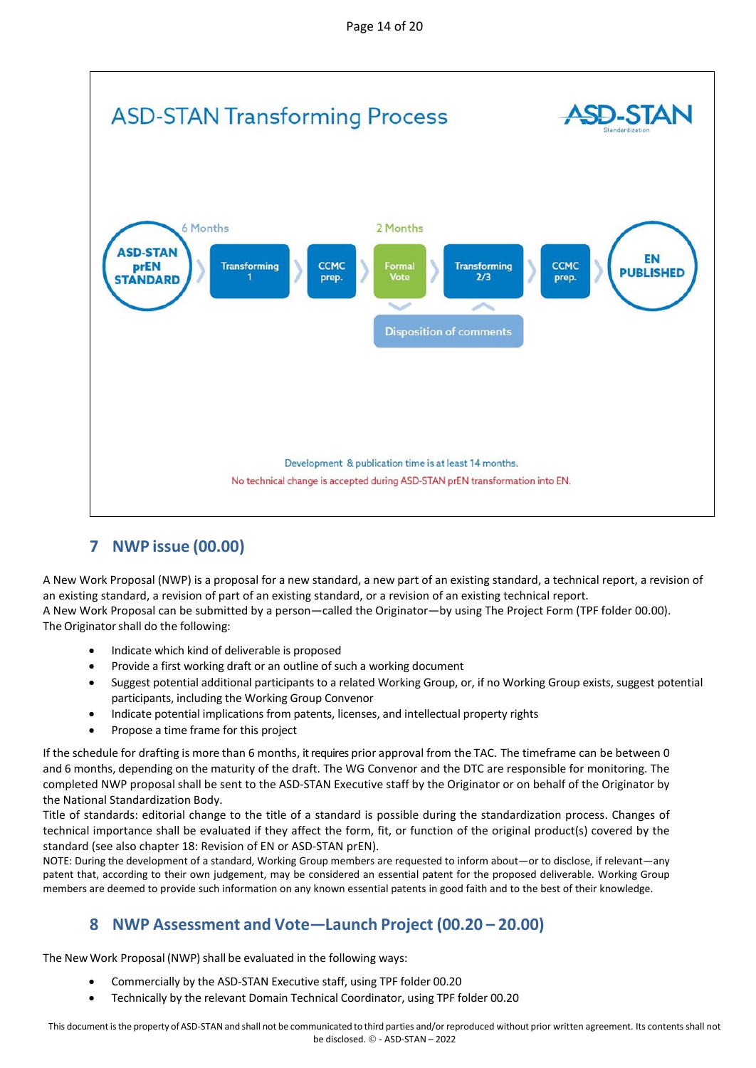## ASD-STAN Transforming Process

ASD-STAN prEN STANDARD → (6 Months) Transforming 1 → CCMC prep. → (2 Months) Formal Vote → Transforming 2/3 → CCMC prep. → EN PUBLISHED

Disposition of comments

Development & publication time is at least 14 months.

No technical change is accepted during ASD-STAN prEN transformation into EN.

## 7 NWP issue (00.00)

A New Work Proposal (NWP) is a proposal for a new standard, a new part of an existing standard, a technical report, a revision of an existing standard, a revision of part of an existing standard, or a revision of an existing technical report.
A New Work Proposal can be submitted by a person—called the Originator—by using The Project Form (TPF folder 00.00).
The Originator shall do the following:

- Indicate which kind of deliverable is proposed
- Provide a first working draft or an outline of such a working document
- Suggest potential additional participants to a related Working Group, or, if no Working Group exists, suggest potential participants, including the Working Group Convenor
- Indicate potential implications from patents, licenses, and intellectual property rights
- Propose a time frame for this project

If the schedule for drafting is more than 6 months, it requires prior approval from the TAC. The timeframe can be between 0 and 6 months, depending on the maturity of the draft. The WG Convenor and the DTC are responsible for monitoring. The completed NWP proposal shall be sent to the ASD-STAN Executive staff by the Originator or on behalf of the Originator by the National Standardization Body.
Title of standards: editorial change to the title of a standard is possible during the standardization process. Changes of technical importance shall be evaluated if they affect the form, fit, or function of the original product(s) covered by the standard (see also chapter 18: Revision of EN or ASD-STAN prEN).
NOTE: During the development of a standard, Working Group members are requested to inform about—or to disclose, if relevant—any patent that, according to their own judgement, may be considered an essential patent for the proposed deliverable. Working Group members are deemed to provide such information on any known essential patents in good faith and to the best of their knowledge.

## 8 NWP Assessment and Vote—Launch Project (00.20 – 20.00)

The New Work Proposal (NWP) shall be evaluated in the following ways:

- Commercially by the ASD-STAN Executive staff, using TPF folder 00.20
- Technically by the relevant Domain Technical Coordinator, using TPF folder 00.20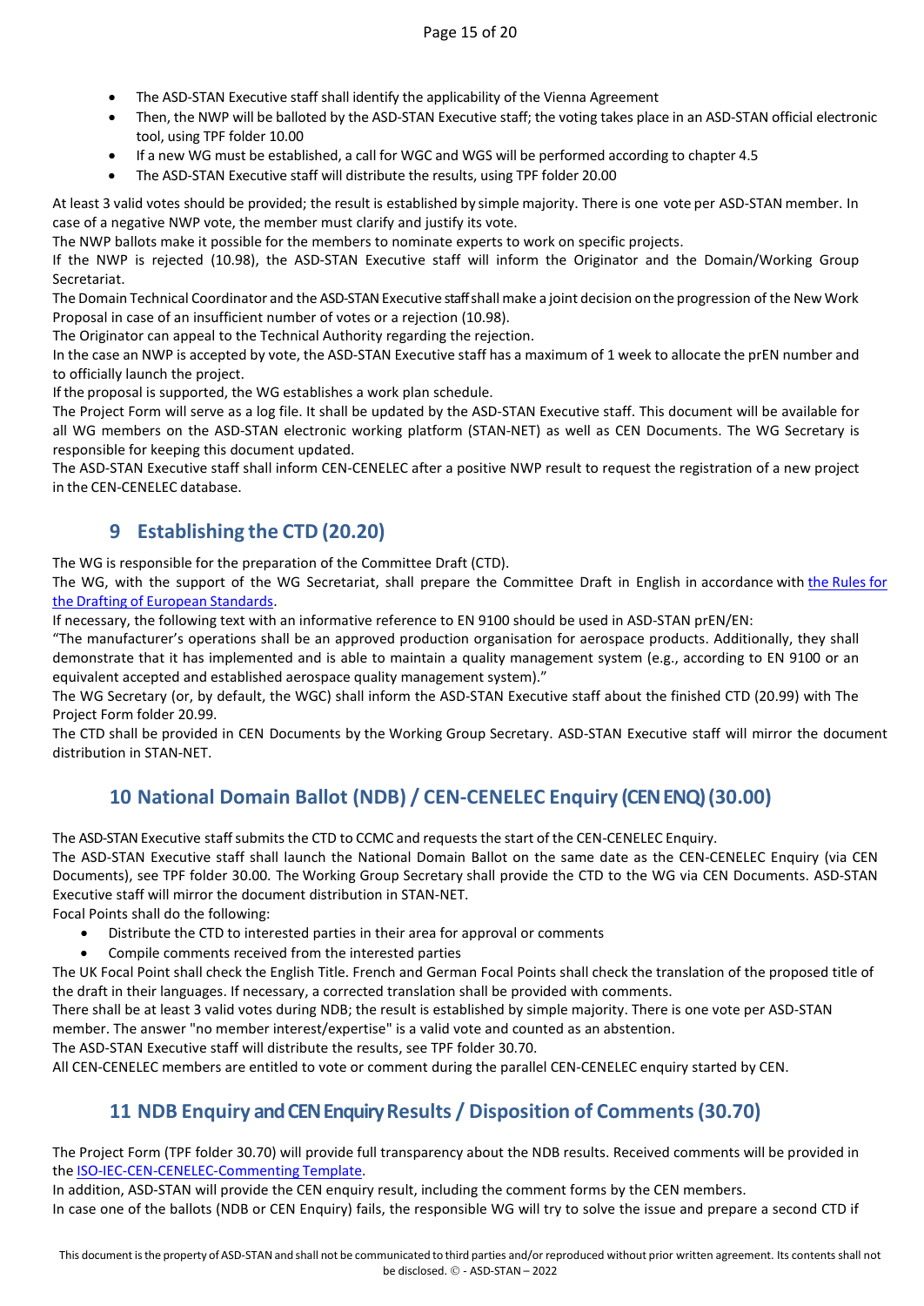- The ASD-STAN Executive staff shall identify the applicability of the Vienna Agreement
- Then, the NWP will be balloted by the ASD-STAN Executive staff; the voting takes place in an ASD-STAN official electronic tool, using TPF folder 10.00
- If a new WG must be established, a call for WGC and WGS will be performed according to chapter 4.5
- The ASD-STAN Executive staff will distribute the results, using TPF folder 20.00

At least 3 valid votes should be provided; the result is established by simple majority. There is one vote per ASD-STAN member. In case of a negative NWP vote, the member must clarify and justify its vote.

The NWP ballots make it possible for the members to nominate experts to work on specific projects.

If the NWP is rejected (10.98), the ASD-STAN Executive staff will inform the Originator and the Domain/Working Group Secretariat.

The Domain Technical Coordinator and the ASD-STAN Executive staff shall make a joint decision on the progression of the New Work Proposal in case of an insufficient number of votes or a rejection (10.98).

The Originator can appeal to the Technical Authority regarding the rejection.

In the case an NWP is accepted by vote, the ASD-STAN Executive staff has a maximum of 1 week to allocate the prEN number and to officially launch the project.

If the proposal is supported, the WG establishes a work plan schedule.

The Project Form will serve as a log file. It shall be updated by the ASD-STAN Executive staff. This document will be available for all WG members on the ASD-STAN electronic working platform (STAN-NET) as well as CEN Documents. The WG Secretary is responsible for keeping this document updated.

The ASD-STAN Executive staff shall inform CEN-CENELEC after a positive NWP result to request the registration of a new project in the CEN-CENELEC database.

## 9 Establishing the CTD (20.20)

The WG is responsible for the preparation of the Committee Draft (CTD).

The WG, with the support of the WG Secretariat, shall prepare the Committee Draft in English in accordance with [the Rules for the Drafting of European Standards](#).

If necessary, the following text with an informative reference to EN 9100 should be used in ASD-STAN prEN/EN:

"The manufacturer's operations shall be an approved production organisation for aerospace products. Additionally, they shall demonstrate that it has implemented and is able to maintain a quality management system (e.g., according to EN 9100 or an equivalent accepted and established aerospace quality management system)."

The WG Secretary (or, by default, the WGC) shall inform the ASD-STAN Executive staff about the finished CTD (20.99) with The Project Form folder 20.99.

The CTD shall be provided in CEN Documents by the Working Group Secretary. ASD-STAN Executive staff will mirror the document distribution in STAN-NET.

## 10 National Domain Ballot (NDB) / CEN-CENELEC Enquiry (CEN ENQ) (30.00)

The ASD-STAN Executive staff submits the CTD to CCMC and requests the start of the CEN-CENELEC Enquiry.

The ASD-STAN Executive staff shall launch the National Domain Ballot on the same date as the CEN-CENELEC Enquiry (via CEN Documents), see TPF folder 30.00. The Working Group Secretary shall provide the CTD to the WG via CEN Documents. ASD-STAN Executive staff will mirror the document distribution in STAN-NET.

Focal Points shall do the following:

- Distribute the CTD to interested parties in their area for approval or comments
- Compile comments received from the interested parties

The UK Focal Point shall check the English Title. French and German Focal Points shall check the translation of the proposed title of the draft in their languages. If necessary, a corrected translation shall be provided with comments.

There shall be at least 3 valid votes during NDB; the result is established by simple majority. There is one vote per ASD-STAN member. The answer "no member interest/expertise" is a valid vote and counted as an abstention.

The ASD-STAN Executive staff will distribute the results, see TPF folder 30.70.

All CEN-CENELEC members are entitled to vote or comment during the parallel CEN-CENELEC enquiry started by CEN.

## 11 NDB Enquiry and CEN Enquiry Results / Disposition of Comments (30.70)

The Project Form (TPF folder 30.70) will provide full transparency about the NDB results. Received comments will be provided in the [ISO-IEC-CEN-CENELEC-Commenting Template](#).

In addition, ASD-STAN will provide the CEN enquiry result, including the comment forms by the CEN members.

In case one of the ballots (NDB or CEN Enquiry) fails, the responsible WG will try to solve the issue and prepare a second CTD if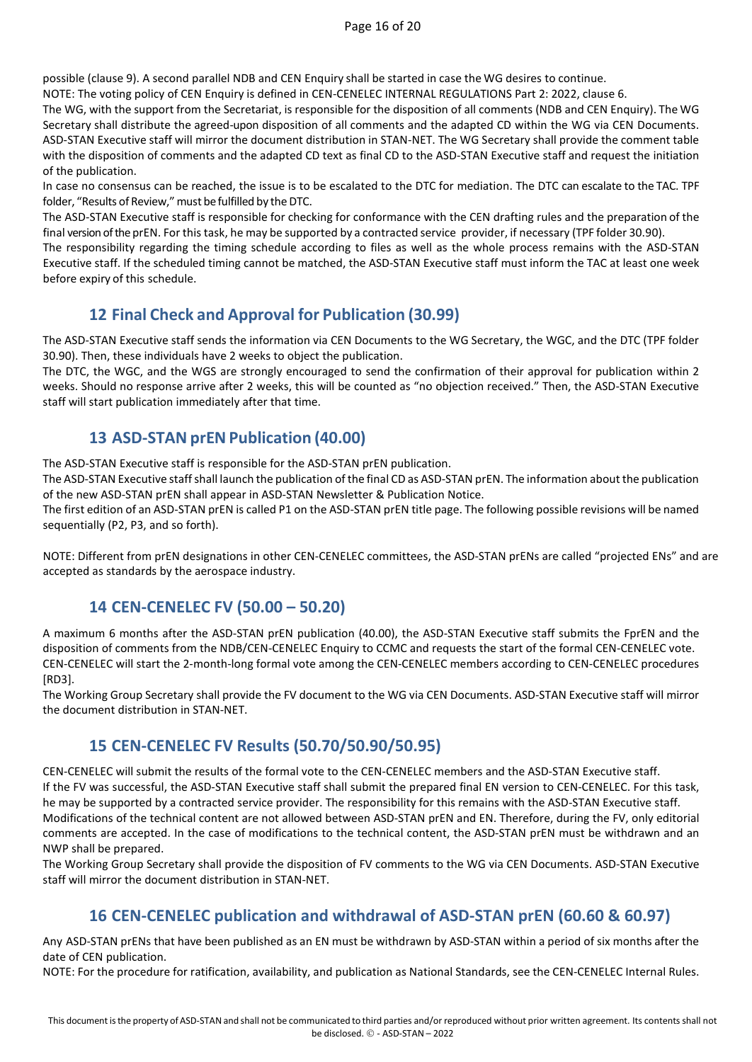possible (clause 9). A second parallel NDB and CEN Enquiry shall be started in case the WG desires to continue.

NOTE: The voting policy of CEN Enquiry is defined in CEN-CENELEC INTERNAL REGULATIONS Part 2: 2022, clause 6.

The WG, with the support from the Secretariat, is responsible for the disposition of all comments (NDB and CEN Enquiry). The WG Secretary shall distribute the agreed-upon disposition of all comments and the adapted CD within the WG via CEN Documents. ASD-STAN Executive staff will mirror the document distribution in STAN-NET. The WG Secretary shall provide the comment table with the disposition of comments and the adapted CD text as final CD to the ASD-STAN Executive staff and request the initiation of the publication.

In case no consensus can be reached, the issue is to be escalated to the DTC for mediation. The DTC can escalate to the TAC. TPF folder, "Results of Review," must be fulfilled by the DTC.

The ASD-STAN Executive staff is responsible for checking for conformance with the CEN drafting rules and the preparation of the final version of the prEN. For this task, he may be supported by a contracted service provider, if necessary (TPF folder 30.90).

The responsibility regarding the timing schedule according to files as well as the whole process remains with the ASD-STAN Executive staff. If the scheduled timing cannot be matched, the ASD-STAN Executive staff must inform the TAC at least one week before expiry of this schedule.

## 12 Final Check and Approval for Publication (30.99)

The ASD-STAN Executive staff sends the information via CEN Documents to the WG Secretary, the WGC, and the DTC (TPF folder 30.90). Then, these individuals have 2 weeks to object the publication.

The DTC, the WGC, and the WGS are strongly encouraged to send the confirmation of their approval for publication within 2 weeks. Should no response arrive after 2 weeks, this will be counted as "no objection received." Then, the ASD-STAN Executive staff will start publication immediately after that time.

## 13 ASD-STAN prEN Publication (40.00)

The ASD-STAN Executive staff is responsible for the ASD-STAN prEN publication.

The ASD-STAN Executive staff shall launch the publication of the final CD as ASD-STAN prEN. The information about the publication of the new ASD-STAN prEN shall appear in ASD-STAN Newsletter & Publication Notice.

The first edition of an ASD-STAN prEN is called P1 on the ASD-STAN prEN title page. The following possible revisions will be named sequentially (P2, P3, and so forth).

NOTE: Different from prEN designations in other CEN-CENELEC committees, the ASD-STAN prENs are called "projected ENs" and are accepted as standards by the aerospace industry.

## 14 CEN-CENELEC FV (50.00 – 50.20)

A maximum 6 months after the ASD-STAN prEN publication (40.00), the ASD-STAN Executive staff submits the FprEN and the disposition of comments from the NDB/CEN-CENELEC Enquiry to CCMC and requests the start of the formal CEN-CENELEC vote. CEN-CENELEC will start the 2-month-long formal vote among the CEN-CENELEC members according to CEN-CENELEC procedures [RD3].

The Working Group Secretary shall provide the FV document to the WG via CEN Documents. ASD-STAN Executive staff will mirror the document distribution in STAN-NET.

## 15 CEN-CENELEC FV Results (50.70/50.90/50.95)

CEN-CENELEC will submit the results of the formal vote to the CEN-CENELEC members and the ASD-STAN Executive staff.

If the FV was successful, the ASD-STAN Executive staff shall submit the prepared final EN version to CEN-CENELEC. For this task, he may be supported by a contracted service provider. The responsibility for this remains with the ASD-STAN Executive staff.

Modifications of the technical content are not allowed between ASD-STAN prEN and EN. Therefore, during the FV, only editorial comments are accepted. In the case of modifications to the technical content, the ASD-STAN prEN must be withdrawn and an NWP shall be prepared.

The Working Group Secretary shall provide the disposition of FV comments to the WG via CEN Documents. ASD-STAN Executive staff will mirror the document distribution in STAN-NET.

## 16 CEN-CENELEC publication and withdrawal of ASD-STAN prEN (60.60 & 60.97)

Any ASD-STAN prENs that have been published as an EN must be withdrawn by ASD-STAN within a period of six months after the date of CEN publication.

NOTE: For the procedure for ratification, availability, and publication as National Standards, see the CEN-CENELEC Internal Rules.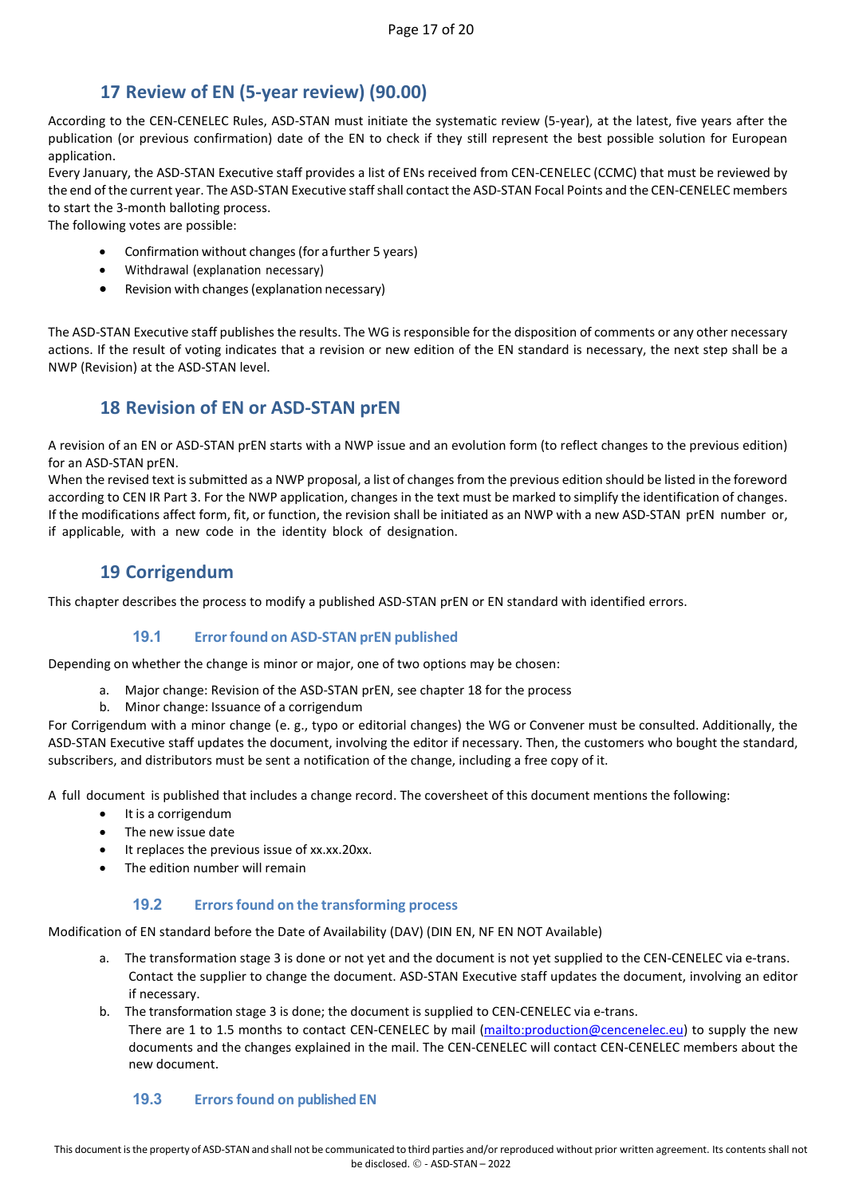## 17 Review of EN (5-year review) (90.00)

According to the CEN-CENELEC Rules, ASD-STAN must initiate the systematic review (5-year), at the latest, five years after the publication (or previous confirmation) date of the EN to check if they still represent the best possible solution for European application.

Every January, the ASD-STAN Executive staff provides a list of ENs received from CEN-CENELEC (CCMC) that must be reviewed by the end of the current year. The ASD-STAN Executive staff shall contact the ASD-STAN Focal Points and the CEN-CENELEC members to start the 3-month balloting process.

The following votes are possible:

- Confirmation without changes (for a further 5 years)
- Withdrawal (explanation necessary)
- Revision with changes (explanation necessary)

The ASD-STAN Executive staff publishes the results. The WG is responsible for the disposition of comments or any other necessary actions. If the result of voting indicates that a revision or new edition of the EN standard is necessary, the next step shall be a NWP (Revision) at the ASD-STAN level.

## 18 Revision of EN or ASD-STAN prEN

A revision of an EN or ASD-STAN prEN starts with a NWP issue and an evolution form (to reflect changes to the previous edition) for an ASD-STAN prEN.

When the revised text is submitted as a NWP proposal, a list of changes from the previous edition should be listed in the foreword according to CEN IR Part 3. For the NWP application, changes in the text must be marked to simplify the identification of changes. If the modifications affect form, fit, or function, the revision shall be initiated as an NWP with a new ASD-STAN prEN number or, if applicable, with a new code in the identity block of designation.

## 19 Corrigendum

This chapter describes the process to modify a published ASD-STAN prEN or EN standard with identified errors.

### 19.1 Error found on ASD-STAN prEN published

Depending on whether the change is minor or major, one of two options may be chosen:

a. Major change: Revision of the ASD-STAN prEN, see chapter 18 for the process
b. Minor change: Issuance of a corrigendum

For Corrigendum with a minor change (e. g., typo or editorial changes) the WG or Convener must be consulted. Additionally, the ASD-STAN Executive staff updates the document, involving the editor if necessary. Then, the customers who bought the standard, subscribers, and distributors must be sent a notification of the change, including a free copy of it.

A full document is published that includes a change record. The coversheet of this document mentions the following:

- It is a corrigendum
- The new issue date
- It replaces the previous issue of xx.xx.20xx.
- The edition number will remain

### 19.2 Errors found on the transforming process

Modification of EN standard before the Date of Availability (DAV) (DIN EN, NF EN NOT Available)

a. The transformation stage 3 is done or not yet and the document is not yet supplied to the CEN-CENELEC via e-trans. Contact the supplier to change the document. ASD-STAN Executive staff updates the document, involving an editor if necessary.
b. The transformation stage 3 is done; the document is supplied to CEN-CENELEC via e-trans. There are 1 to 1.5 months to contact CEN-CENELEC by mail (mailto:production@cencenelec.eu) to supply the new documents and the changes explained in the mail. The CEN-CENELEC will contact CEN-CENELEC members about the new document.

### 19.3 Errors found on published EN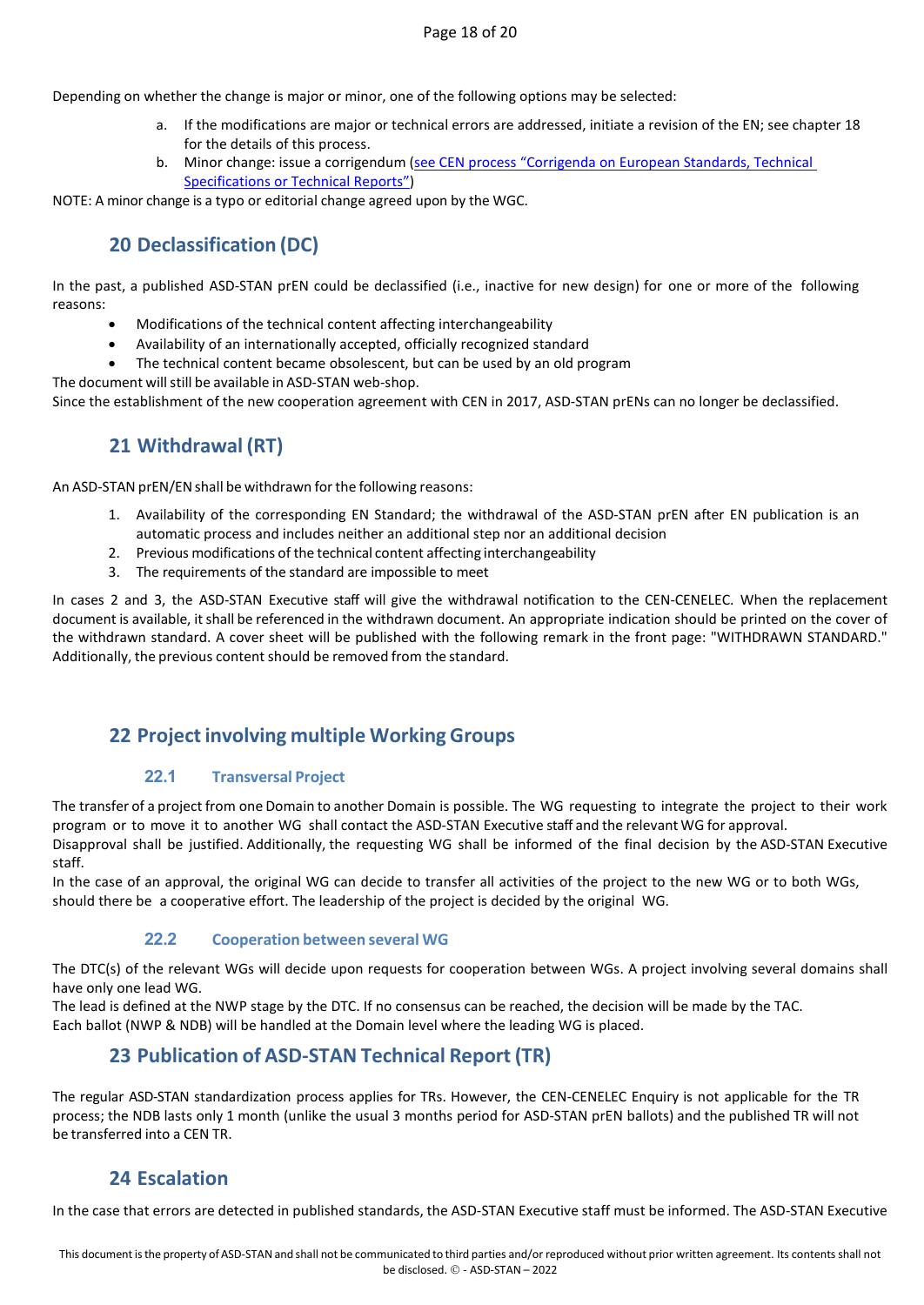Depending on whether the change is major or minor, one of the following options may be selected:

a. If the modifications are major or technical errors are addressed, initiate a revision of the EN; see chapter 18 for the details of this process.
b. Minor change: issue a corrigendum (see CEN process "Corrigenda on European Standards, Technical Specifications or Technical Reports")

NOTE: A minor change is a typo or editorial change agreed upon by the WGC.

## 20 Declassification (DC)

In the past, a published ASD-STAN prEN could be declassified (i.e., inactive for new design) for one or more of the following reasons:

- Modifications of the technical content affecting interchangeability
- Availability of an internationally accepted, officially recognized standard
- The technical content became obsolescent, but can be used by an old program

The document will still be available in ASD-STAN web-shop.
Since the establishment of the new cooperation agreement with CEN in 2017, ASD-STAN prENs can no longer be declassified.

## 21 Withdrawal (RT)

An ASD-STAN prEN/EN shall be withdrawn for the following reasons:

1. Availability of the corresponding EN Standard; the withdrawal of the ASD-STAN prEN after EN publication is an automatic process and includes neither an additional step nor an additional decision
2. Previous modifications of the technical content affecting interchangeability
3. The requirements of the standard are impossible to meet

In cases 2 and 3, the ASD-STAN Executive staff will give the withdrawal notification to the CEN-CENELEC. When the replacement document is available, it shall be referenced in the withdrawn document. An appropriate indication should be printed on the cover of the withdrawn standard. A cover sheet will be published with the following remark in the front page: "WITHDRAWN STANDARD." Additionally, the previous content should be removed from the standard.

## 22 Project involving multiple Working Groups

### 22.1 Transversal Project

The transfer of a project from one Domain to another Domain is possible. The WG requesting to integrate the project to their work program or to move it to another WG shall contact the ASD-STAN Executive staff and the relevant WG for approval.
Disapproval shall be justified. Additionally, the requesting WG shall be informed of the final decision by the ASD-STAN Executive staff.
In the case of an approval, the original WG can decide to transfer all activities of the project to the new WG or to both WGs, should there be a cooperative effort. The leadership of the project is decided by the original WG.

### 22.2 Cooperation between several WG

The DTC(s) of the relevant WGs will decide upon requests for cooperation between WGs. A project involving several domains shall have only one lead WG.
The lead is defined at the NWP stage by the DTC. If no consensus can be reached, the decision will be made by the TAC.
Each ballot (NWP & NDB) will be handled at the Domain level where the leading WG is placed.

## 23 Publication of ASD-STAN Technical Report (TR)

The regular ASD-STAN standardization process applies for TRs. However, the CEN-CENELEC Enquiry is not applicable for the TR process; the NDB lasts only 1 month (unlike the usual 3 months period for ASD-STAN prEN ballots) and the published TR will not be transferred into a CEN TR.

## 24 Escalation

In the case that errors are detected in published standards, the ASD-STAN Executive staff must be informed. The ASD-STAN Executive

This document is the property of ASD-STAN and shall not be communicated to third parties and/or reproduced without prior written agreement. Its contents shall not be disclosed. © - ASD-STAN – 2022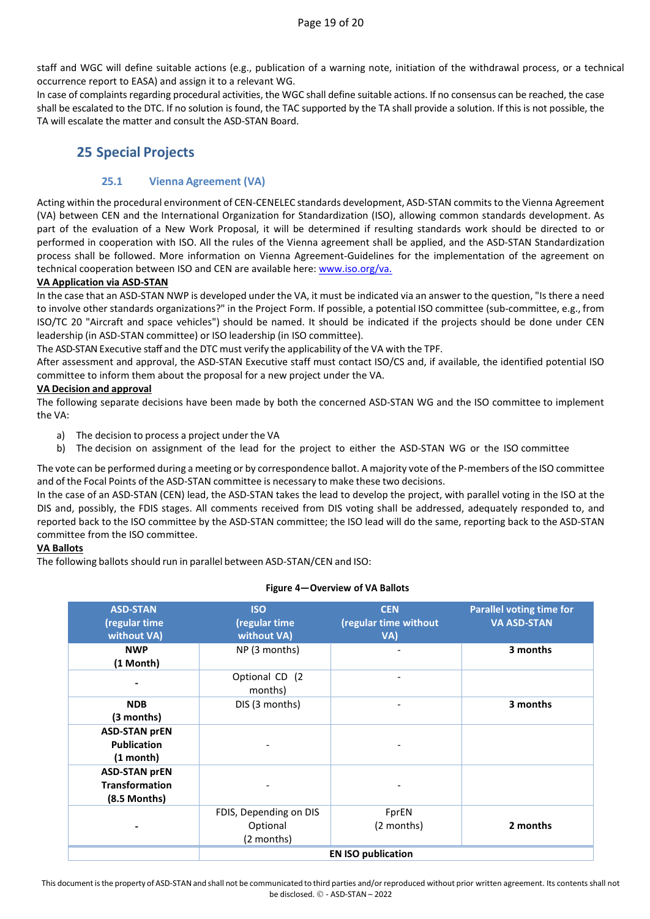staff and WGC will define suitable actions (e.g., publication of a warning note, initiation of the withdrawal process, or a technical occurrence report to EASA) and assign it to a relevant WG.
In case of complaints regarding procedural activities, the WGC shall define suitable actions. If no consensus can be reached, the case shall be escalated to the DTC. If no solution is found, the TAC supported by the TA shall provide a solution. If this is not possible, the TA will escalate the matter and consult the ASD-STAN Board.

## 25 Special Projects

### 25.1 Vienna Agreement (VA)

Acting within the procedural environment of CEN-CENELEC standards development, ASD-STAN commits to the Vienna Agreement (VA) between CEN and the International Organization for Standardization (ISO), allowing common standards development. As part of the evaluation of a New Work Proposal, it will be determined if resulting standards work should be directed to or performed in cooperation with ISO. All the rules of the Vienna agreement shall be applied, and the ASD-STAN Standardization process shall be followed. More information on Vienna Agreement-Guidelines for the implementation of the agreement on technical cooperation between ISO and CEN are available here: www.iso.org/va.

**VA Application via ASD-STAN**

In the case that an ASD-STAN NWP is developed under the VA, it must be indicated via an answer to the question, "Is there a need to involve other standards organizations?" in the Project Form. If possible, a potential ISO committee (sub-committee, e.g., from ISO/TC 20 "Aircraft and space vehicles") should be named. It should be indicated if the projects should be done under CEN leadership (in ASD-STAN committee) or ISO leadership (in ISO committee).
The ASD-STAN Executive staff and the DTC must verify the applicability of the VA with the TPF.
After assessment and approval, the ASD-STAN Executive staff must contact ISO/CS and, if available, the identified potential ISO committee to inform them about the proposal for a new project under the VA.

**VA Decision and approval**

The following separate decisions have been made by both the concerned ASD-STAN WG and the ISO committee to implement the VA:

a) The decision to process a project under the VA
b) The decision on assignment of the lead for the project to either the ASD-STAN WG or the ISO committee

The vote can be performed during a meeting or by correspondence ballot. A majority vote of the P-members of the ISO committee and of the Focal Points of the ASD-STAN committee is necessary to make these two decisions.
In the case of an ASD-STAN (CEN) lead, the ASD-STAN takes the lead to develop the project, with parallel voting in the ISO at the DIS and, possibly, the FDIS stages. All comments received from DIS voting shall be addressed, adequately responded to, and reported back to the ISO committee by the ASD-STAN committee; the ISO lead will do the same, reporting back to the ASD-STAN committee from the ISO committee.

**VA Ballots**

The following ballots should run in parallel between ASD-STAN/CEN and ISO:

**Figure 4—Overview of VA Ballots**

| ASD-STAN (regular time without VA) | ISO (regular time without VA) | CEN (regular time without VA) | Parallel voting time for VA ASD-STAN |
|---|---|---|---|
| **NWP (1 Month)** | NP (3 months) | - | **3 months** |
| **-** | Optional CD (2 months) | - | |
| **NDB (3 months)** | DIS (3 months) | - | **3 months** |
| **ASD-STAN prEN Publication (1 month)** | - | - | |
| **ASD-STAN prEN Transformation (8.5 Months)** | - | - | |
| **-** | FDIS, Depending on DIS Optional (2 months) | FprEN (2 months) | **2 months** |
| | **EN ISO publication** | | |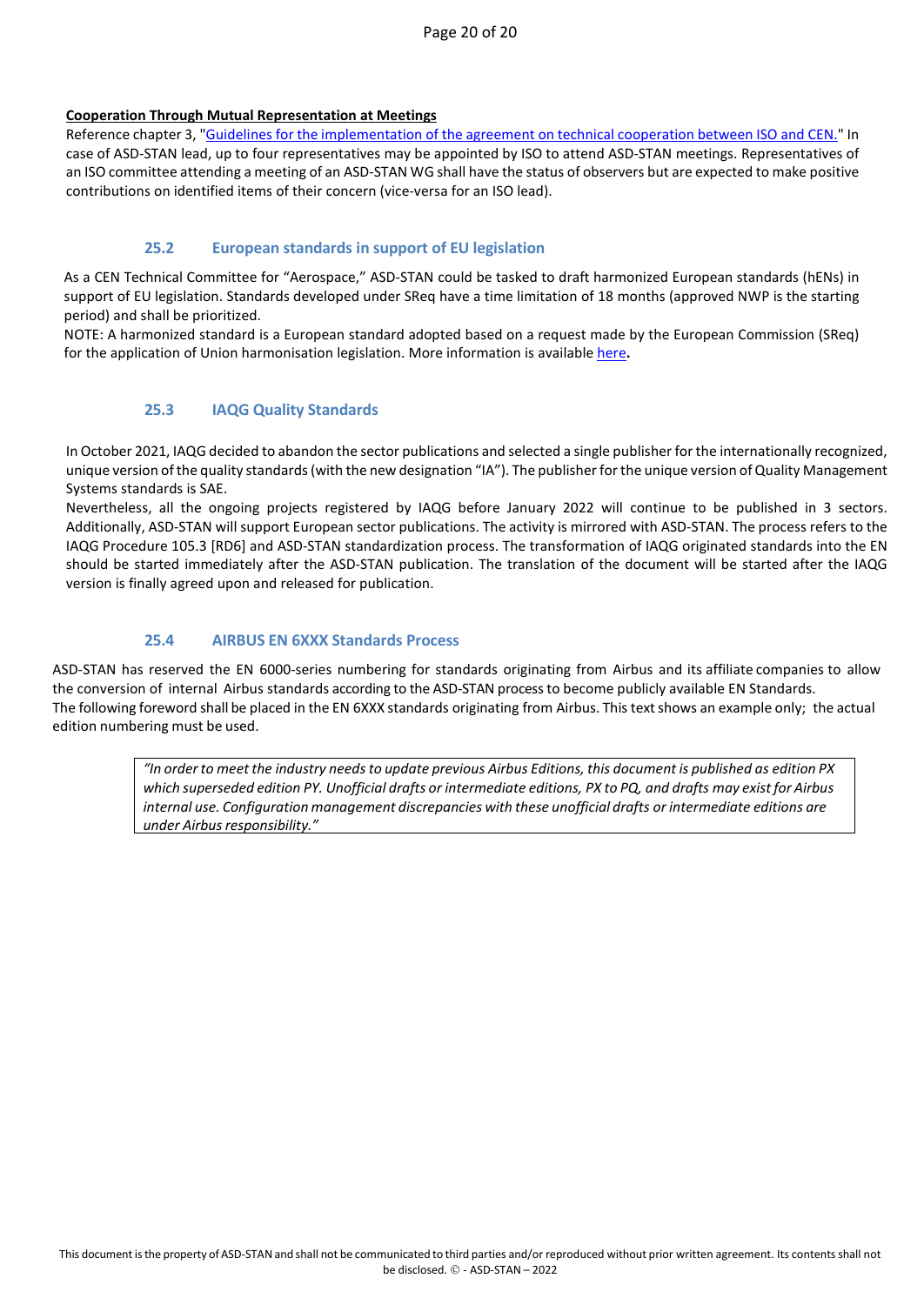**Cooperation Through Mutual Representation at Meetings**

Reference chapter 3, "[Guidelines for the implementation of the agreement on technical cooperation between ISO and CEN.]()" In case of ASD-STAN lead, up to four representatives may be appointed by ISO to attend ASD-STAN meetings. Representatives of an ISO committee attending a meeting of an ASD-STAN WG shall have the status of observers but are expected to make positive contributions on identified items of their concern (vice-versa for an ISO lead).

### 25.2 European standards in support of EU legislation

As a CEN Technical Committee for "Aerospace," ASD-STAN could be tasked to draft harmonized European standards (hENs) in support of EU legislation. Standards developed under SReq have a time limitation of 18 months (approved NWP is the starting period) and shall be prioritized.

NOTE: A harmonized standard is a European standard adopted based on a request made by the European Commission (SReq) for the application of Union harmonisation legislation. More information is available [here]()**.**

### 25.3 IAQG Quality Standards

In October 2021, IAQG decided to abandon the sector publications and selected a single publisher for the internationally recognized, unique version of the quality standards (with the new designation "IA"). The publisher for the unique version of Quality Management Systems standards is SAE.

Nevertheless, all the ongoing projects registered by IAQG before January 2022 will continue to be published in 3 sectors. Additionally, ASD-STAN will support European sector publications. The activity is mirrored with ASD-STAN. The process refers to the IAQG Procedure 105.3 [RD6] and ASD-STAN standardization process. The transformation of IAQG originated standards into the EN should be started immediately after the ASD-STAN publication. The translation of the document will be started after the IAQG version is finally agreed upon and released for publication.

### 25.4 AIRBUS EN 6XXX Standards Process

ASD-STAN has reserved the EN 6000-series numbering for standards originating from Airbus and its affiliate companies to allow the conversion of internal Airbus standards according to the ASD-STAN process to become publicly available EN Standards.

The following foreword shall be placed in the EN 6XXX standards originating from Airbus. This text shows an example only; the actual edition numbering must be used.

> *"In order to meet the industry needs to update previous Airbus Editions, this document is published as edition PX which superseded edition PY. Unofficial drafts or intermediate editions, PX to PQ, and drafts may exist for Airbus internal use. Configuration management discrepancies with these unofficial drafts or intermediate editions are under Airbus responsibility."*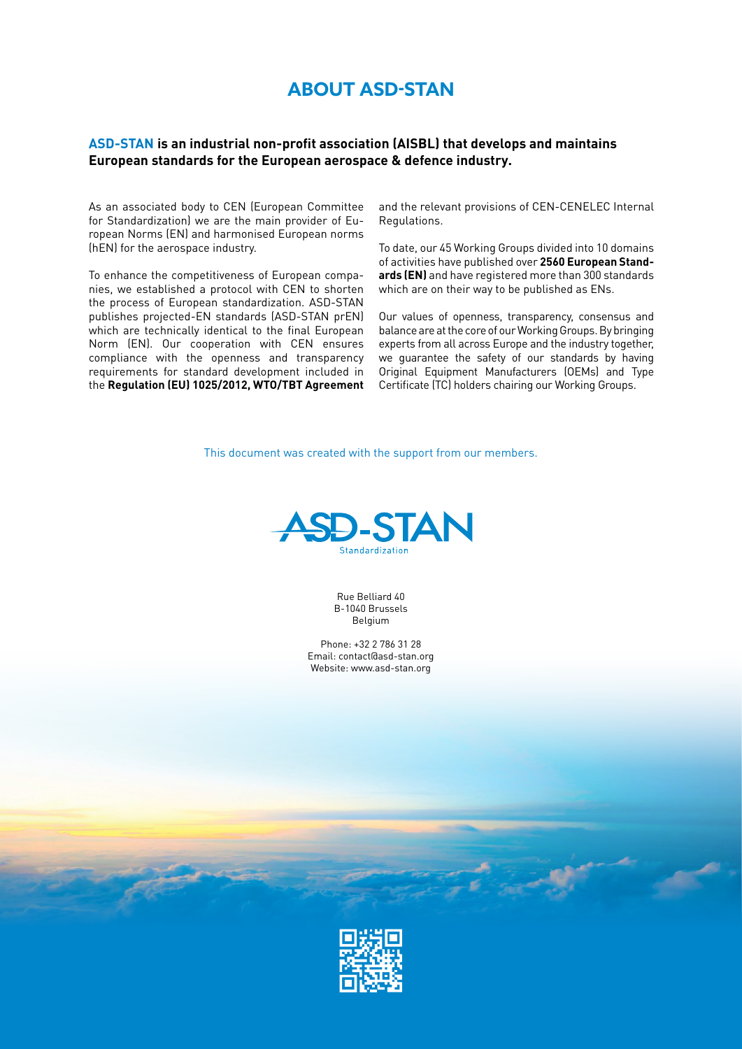# ABOUT ASD-STAN

**ASD-STAN is an industrial non-profit association (AISBL) that develops and maintains European standards for the European aerospace & defence industry.**

As an associated body to CEN (European Committee for Standardization) we are the main provider of European Norms (EN) and harmonised European norms (hEN) for the aerospace industry.

To enhance the competitiveness of European companies, we established a protocol with CEN to shorten the process of European standardization. ASD-STAN publishes projected-EN standards (ASD-STAN prEN) which are technically identical to the final European Norm (EN). Our cooperation with CEN ensures compliance with the openness and transparency requirements for standard development included in the **Regulation (EU) 1025/2012, WTO/TBT Agreement** and the relevant provisions of CEN-CENELEC Internal Regulations.

To date, our 45 Working Groups divided into 10 domains of activities have published over **2560 European Standards (EN)** and have registered more than 300 standards which are on their way to be published as ENs.

Our values of openness, transparency, consensus and balance are at the core of our Working Groups. By bringing experts from all across Europe and the industry together, we guarantee the safety of our standards by having Original Equipment Manufacturers (OEMs) and Type Certificate (TC) holders chairing our Working Groups.

This document was created with the support from our members.

ASD-STAN
Standardization

Rue Belliard 40
B-1040 Brussels
Belgium

Phone: +32 2 786 31 28
Email: contact@asd-stan.org
Website: www.asd-stan.org